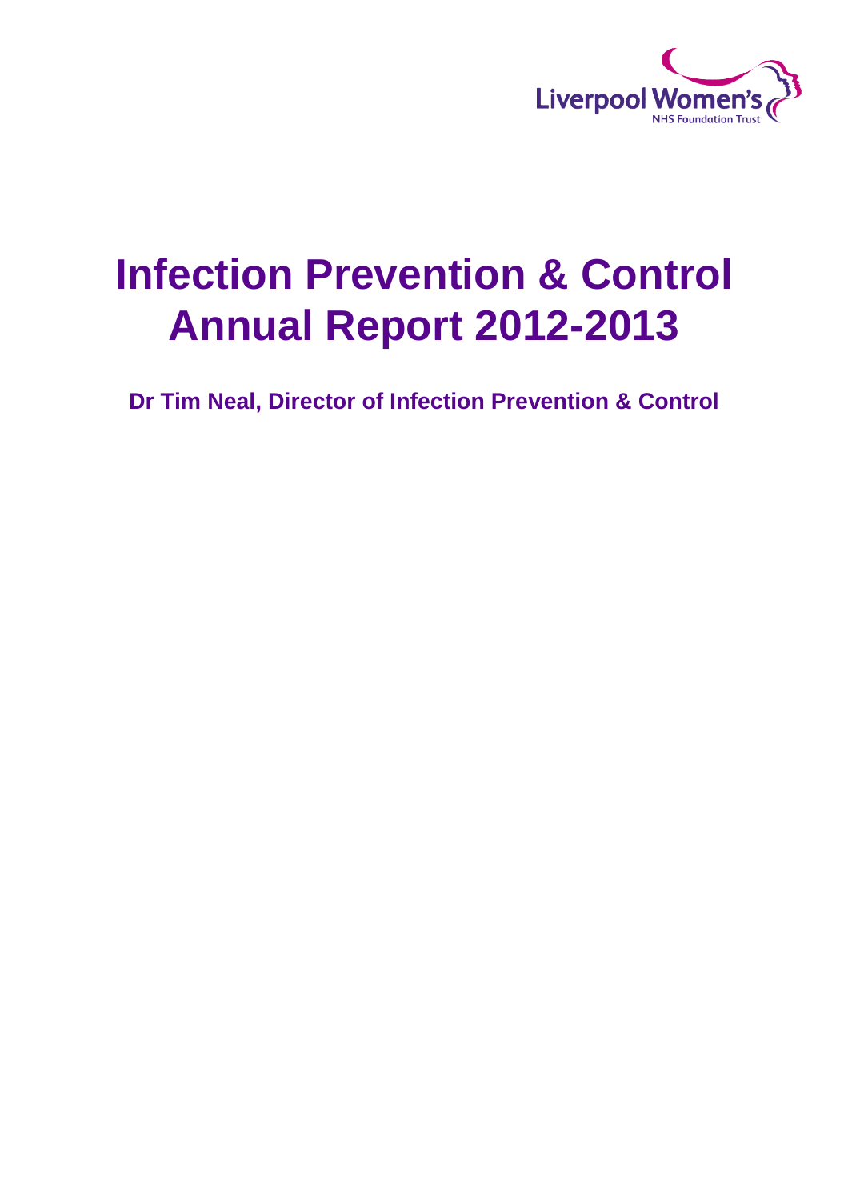Liverpool Women's
NHS Foundation Trust

# Infection Prevention & Control Annual Report 2012-2013

**Dr Tim Neal, Director of Infection Prevention & Control**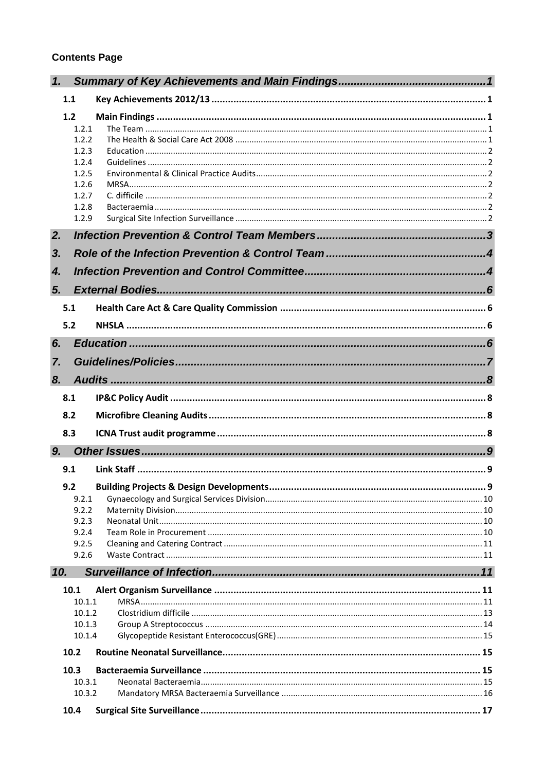**Contents Page**

| | | |
|---|---|---|
| **1.** | ***Summary of Key Achievements and Main Findings*** | ***1*** |
| **1.1** | **Key Achievements 2012/13** | **1** |
| **1.2** | **Main Findings** | **1** |
| 1.2.1 | The Team | 1 |
| 1.2.2 | The Health & Social Care Act 2008 | 1 |
| 1.2.3 | Education | 2 |
| 1.2.4 | Guidelines | 2 |
| 1.2.5 | Environmental & Clinical Practice Audits | 2 |
| 1.2.6 | MRSA | 2 |
| 1.2.7 | C. difficile | 2 |
| 1.2.8 | Bacteraemia | 2 |
| 1.2.9 | Surgical Site Infection Surveillance | 2 |
| **2.** | ***Infection Prevention & Control Team Members*** | ***3*** |
| **3.** | ***Role of the Infection Prevention & Control Team*** | ***4*** |
| **4.** | ***Infection Prevention and Control Committee*** | ***4*** |
| **5.** | ***External Bodies*** | ***6*** |
| **5.1** | **Health Care Act & Care Quality Commission** | **6** |
| **5.2** | **NHSLA** | **6** |
| **6.** | ***Education*** | ***6*** |
| **7.** | ***Guidelines/Policies*** | ***7*** |
| **8.** | ***Audits*** | ***8*** |
| **8.1** | **IP&C Policy Audit** | **8** |
| **8.2** | **Microfibre Cleaning Audits** | **8** |
| **8.3** | **ICNA Trust audit programme** | **8** |
| **9.** | ***Other Issues*** | ***9*** |
| **9.1** | **Link Staff** | **9** |
| **9.2** | **Building Projects & Design Developments** | **9** |
| 9.2.1 | Gynaecology and Surgical Services Division | 10 |
| 9.2.2 | Maternity Division | 10 |
| 9.2.3 | Neonatal Unit | 10 |
| 9.2.4 | Team Role in Procurement | 10 |
| 9.2.5 | Cleaning and Catering Contract | 11 |
| 9.2.6 | Waste Contract | 11 |
| **10.** | ***Surveillance of Infection*** | ***11*** |
| **10.1** | **Alert Organism Surveillance** | **11** |
| 10.1.1 | MRSA | 11 |
| 10.1.2 | Clostridium difficile | 13 |
| 10.1.3 | Group A Streptococcus | 14 |
| 10.1.4 | Glycopeptide Resistant Enterococcus(GRE) | 15 |
| **10.2** | **Routine Neonatal Surveillance** | **15** |
| **10.3** | **Bacteraemia Surveillance** | **15** |
| 10.3.1 | Neonatal Bacteraemia | 15 |
| 10.3.2 | Mandatory MRSA Bacteraemia Surveillance | 16 |
| **10.4** | **Surgical Site Surveillance** | **17** |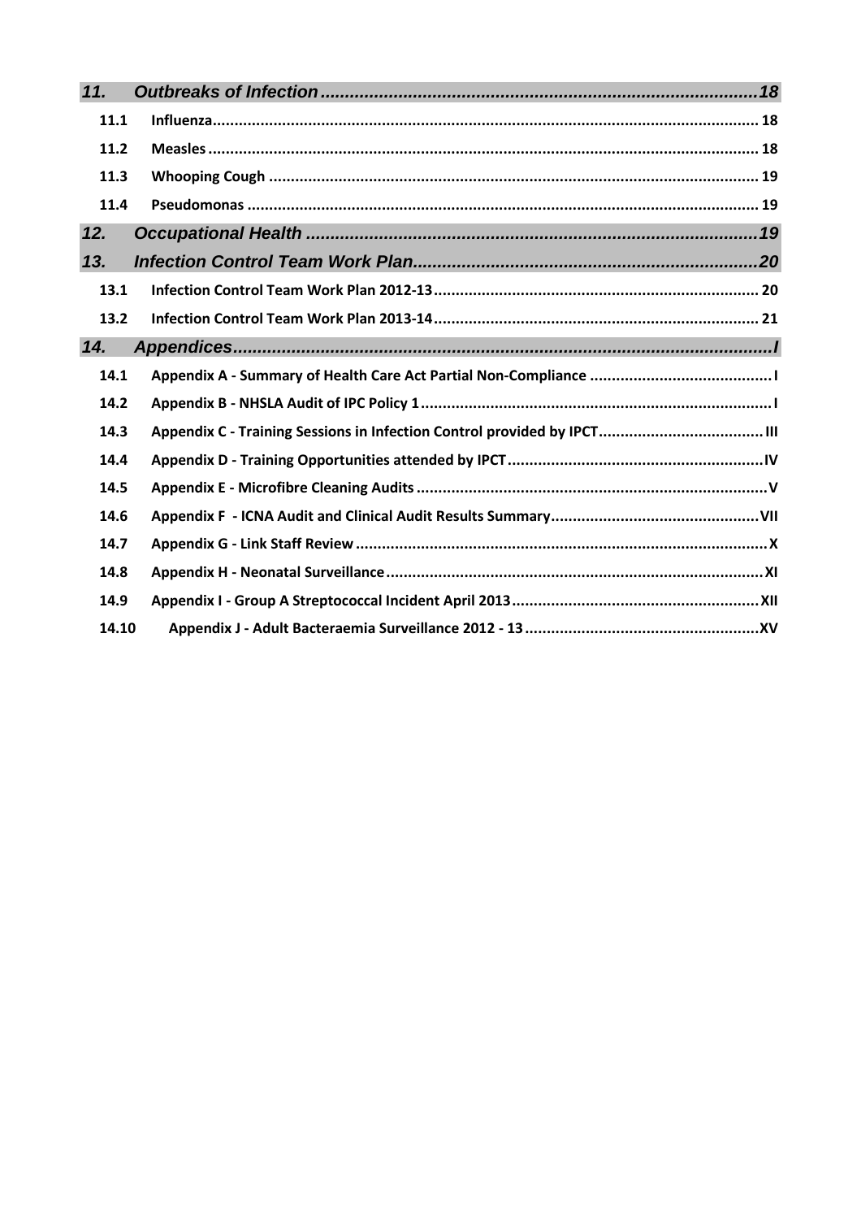| | | |
|---|---|---|
| ***11.*** | ***Outbreaks of Infection*** | ***18*** |
| **11.1** | **Influenza** | **18** |
| **11.2** | **Measles** | **18** |
| **11.3** | **Whooping Cough** | **19** |
| **11.4** | **Pseudomonas** | **19** |
| ***12.*** | ***Occupational Health*** | ***19*** |
| ***13.*** | ***Infection Control Team Work Plan*** | ***20*** |
| **13.1** | **Infection Control Team Work Plan 2012-13** | **20** |
| **13.2** | **Infection Control Team Work Plan 2013-14** | **21** |
| ***14.*** | ***Appendices*** | ***I*** |
| **14.1** | **Appendix A - Summary of Health Care Act Partial Non-Compliance** | **I** |
| **14.2** | **Appendix B - NHSLA Audit of IPC Policy 1** | **I** |
| **14.3** | **Appendix C - Training Sessions in Infection Control provided by IPCT** | **III** |
| **14.4** | **Appendix D - Training Opportunities attended by IPCT** | **IV** |
| **14.5** | **Appendix E - Microfibre Cleaning Audits** | **V** |
| **14.6** | **Appendix F - ICNA Audit and Clinical Audit Results Summary** | **VII** |
| **14.7** | **Appendix G - Link Staff Review** | **X** |
| **14.8** | **Appendix H - Neonatal Surveillance** | **XI** |
| **14.9** | **Appendix I - Group A Streptococcal Incident April 2013** | **XII** |
| **14.10** | **Appendix J - Adult Bacteraemia Surveillance 2012 - 13** | **XV** |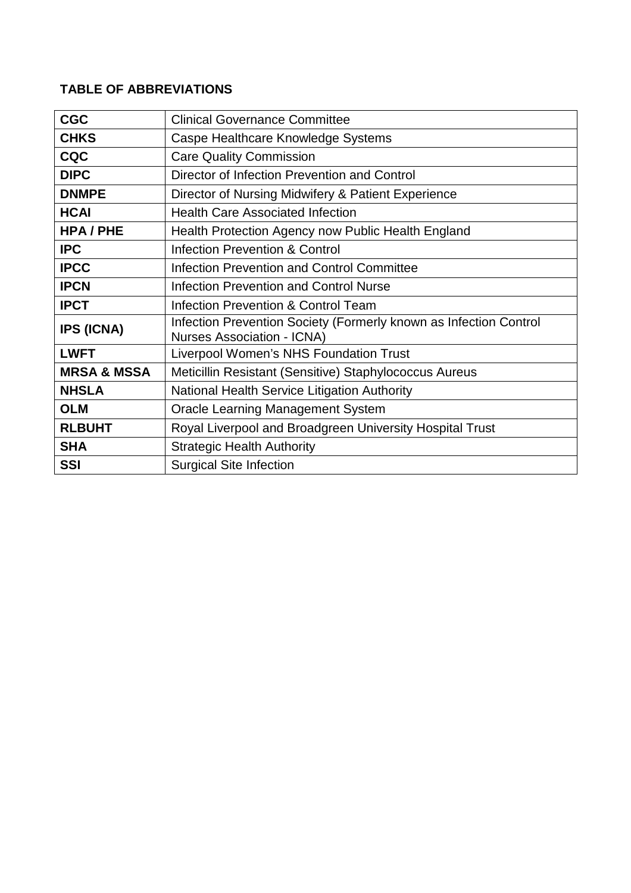**TABLE OF ABBREVIATIONS**

| | |
|---|---|
| **CGC** | Clinical Governance Committee |
| **CHKS** | Caspe Healthcare Knowledge Systems |
| **CQC** | Care Quality Commission |
| **DIPC** | Director of Infection Prevention and Control |
| **DNMPE** | Director of Nursing Midwifery & Patient Experience |
| **HCAI** | Health Care Associated Infection |
| **HPA / PHE** | Health Protection Agency now Public Health England |
| **IPC** | Infection Prevention & Control |
| **IPCC** | Infection Prevention and Control Committee |
| **IPCN** | Infection Prevention and Control Nurse |
| **IPCT** | Infection Prevention & Control Team |
| **IPS (ICNA)** | Infection Prevention Society (Formerly known as Infection Control Nurses Association - ICNA) |
| **LWFT** | Liverpool Women's NHS Foundation Trust |
| **MRSA & MSSA** | Meticillin Resistant (Sensitive) Staphylococcus Aureus |
| **NHSLA** | National Health Service Litigation Authority |
| **OLM** | Oracle Learning Management System |
| **RLBUHT** | Royal Liverpool and Broadgreen University Hospital Trust |
| **SHA** | Strategic Health Authority |
| **SSI** | Surgical Site Infection |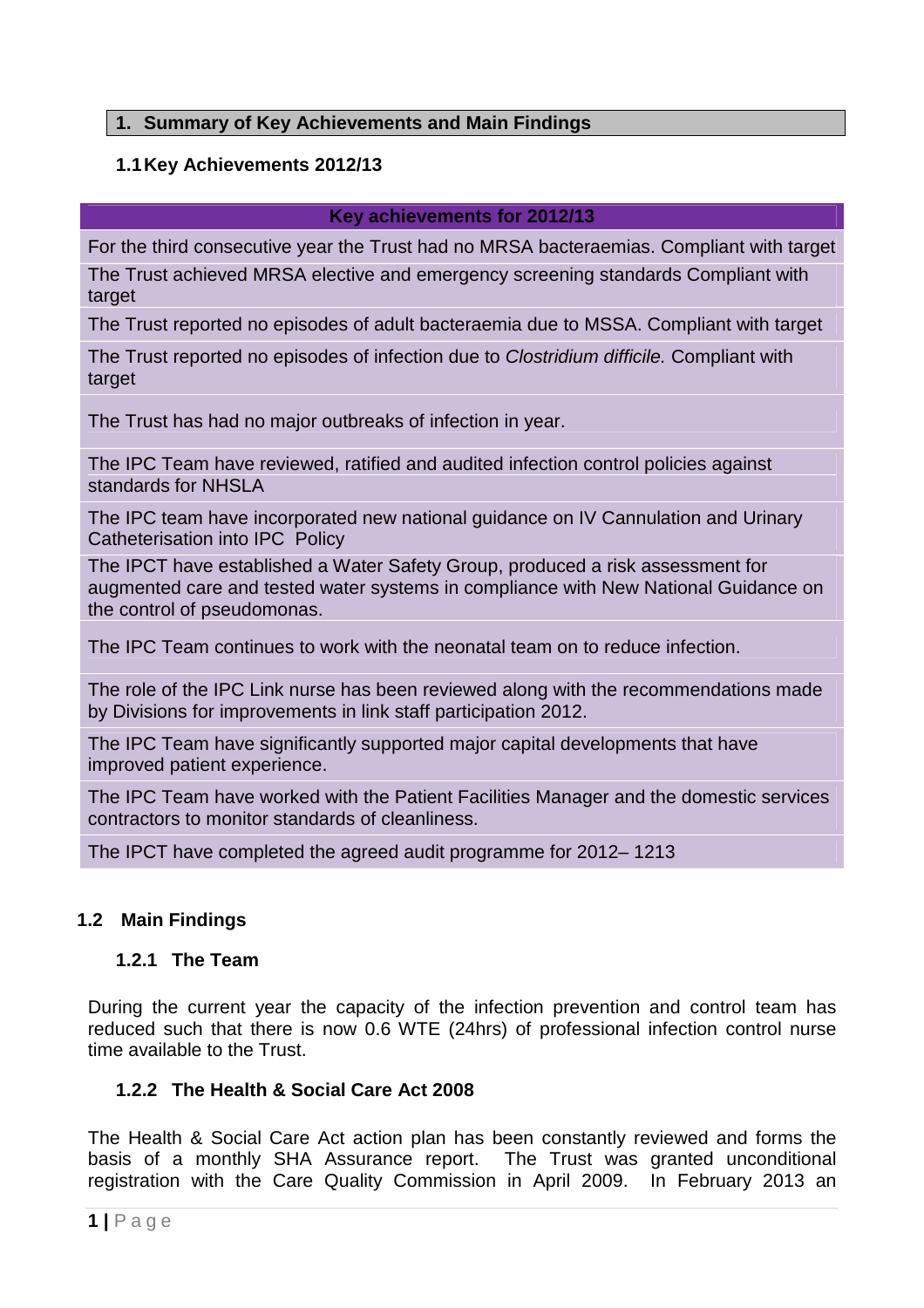## 1. Summary of Key Achievements and Main Findings

### 1.1 Key Achievements 2012/13

| Key achievements for 2012/13 |
|---|
| For the third consecutive year the Trust had no MRSA bacteraemias. Compliant with target |
| The Trust achieved MRSA elective and emergency screening standards Compliant with target |
| The Trust reported no episodes of adult bacteraemia due to MSSA. Compliant with target |
| The Trust reported no episodes of infection due to *Clostridium difficile.* Compliant with target |
| The Trust has had no major outbreaks of infection in year. |
| The IPC Team have reviewed, ratified and audited infection control policies against standards for NHSLA |
| The IPC team have incorporated new national guidance on IV Cannulation and Urinary Catheterisation into IPC Policy |
| The IPCT have established a Water Safety Group, produced a risk assessment for augmented care and tested water systems in compliance with New National Guidance on the control of pseudomonas. |
| The IPC Team continues to work with the neonatal team on to reduce infection. |
| The role of the IPC Link nurse has been reviewed along with the recommendations made by Divisions for improvements in link staff participation 2012. |
| The IPC Team have significantly supported major capital developments that have improved patient experience. |
| The IPC Team have worked with the Patient Facilities Manager and the domestic services contractors to monitor standards of cleanliness. |
| The IPCT have completed the agreed audit programme for 2012– 1213 |

### 1.2 Main Findings

#### 1.2.1 The Team

During the current year the capacity of the infection prevention and control team has reduced such that there is now 0.6 WTE (24hrs) of professional infection control nurse time available to the Trust.

#### 1.2.2 The Health & Social Care Act 2008

The Health & Social Care Act action plan has been constantly reviewed and forms the basis of a monthly SHA Assurance report. The Trust was granted unconditional registration with the Care Quality Commission in April 2009. In February 2013 an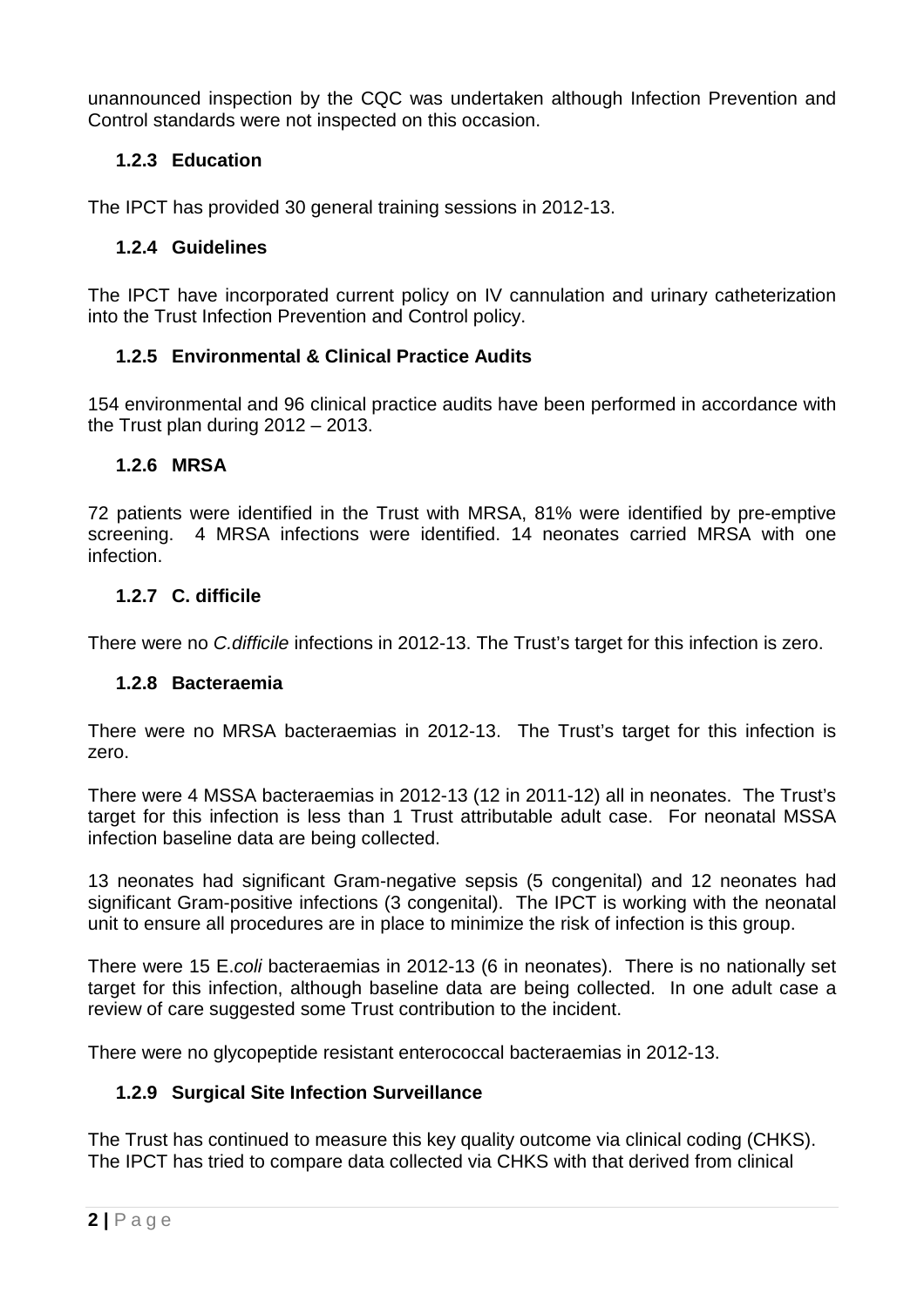unannounced inspection by the CQC was undertaken although Infection Prevention and Control standards were not inspected on this occasion.

### 1.2.3 Education

The IPCT has provided 30 general training sessions in 2012-13.

### 1.2.4 Guidelines

The IPCT have incorporated current policy on IV cannulation and urinary catheterization into the Trust Infection Prevention and Control policy.

### 1.2.5 Environmental & Clinical Practice Audits

154 environmental and 96 clinical practice audits have been performed in accordance with the Trust plan during 2012 – 2013.

### 1.2.6 MRSA

72 patients were identified in the Trust with MRSA, 81% were identified by pre-emptive screening. 4 MRSA infections were identified. 14 neonates carried MRSA with one infection.

### 1.2.7 C. difficile

There were no *C.difficile* infections in 2012-13. The Trust's target for this infection is zero.

### 1.2.8 Bacteraemia

There were no MRSA bacteraemias in 2012-13. The Trust's target for this infection is zero.

There were 4 MSSA bacteraemias in 2012-13 (12 in 2011-12) all in neonates. The Trust's target for this infection is less than 1 Trust attributable adult case. For neonatal MSSA infection baseline data are being collected.

13 neonates had significant Gram-negative sepsis (5 congenital) and 12 neonates had significant Gram-positive infections (3 congenital). The IPCT is working with the neonatal unit to ensure all procedures are in place to minimize the risk of infection is this group.

There were 15 E.*coli* bacteraemias in 2012-13 (6 in neonates). There is no nationally set target for this infection, although baseline data are being collected. In one adult case a review of care suggested some Trust contribution to the incident.

There were no glycopeptide resistant enterococcal bacteraemias in 2012-13.

### 1.2.9 Surgical Site Infection Surveillance

The Trust has continued to measure this key quality outcome via clinical coding (CHKS). The IPCT has tried to compare data collected via CHKS with that derived from clinical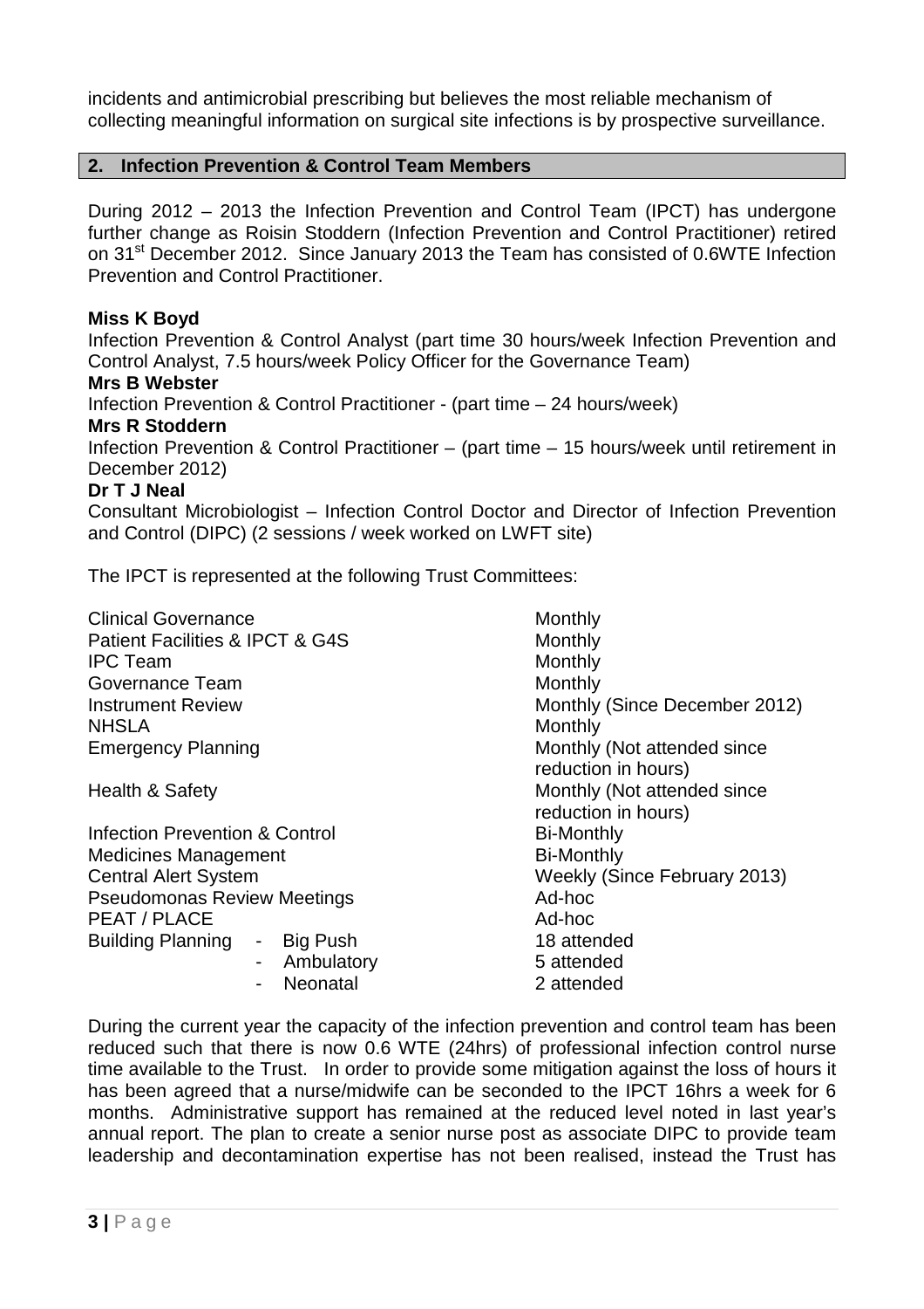incidents and antimicrobial prescribing but believes the most reliable mechanism of collecting meaningful information on surgical site infections is by prospective surveillance.

## 2. Infection Prevention & Control Team Members

During 2012 – 2013 the Infection Prevention and Control Team (IPCT) has undergone further change as Roisin Stoddern (Infection Prevention and Control Practitioner) retired on 31st December 2012. Since January 2013 the Team has consisted of 0.6WTE Infection Prevention and Control Practitioner.

**Miss K Boyd**
Infection Prevention & Control Analyst (part time 30 hours/week Infection Prevention and Control Analyst, 7.5 hours/week Policy Officer for the Governance Team)
**Mrs B Webster**
Infection Prevention & Control Practitioner - (part time – 24 hours/week)
**Mrs R Stoddern**
Infection Prevention & Control Practitioner – (part time – 15 hours/week until retirement in December 2012)
**Dr T J Neal**
Consultant Microbiologist – Infection Control Doctor and Director of Infection Prevention and Control (DIPC) (2 sessions / week worked on LWFT site)

The IPCT is represented at the following Trust Committees:

| Committee | | Frequency |
|---|---|---|
| Clinical Governance | | Monthly |
| Patient Facilities & IPCT & G4S | | Monthly |
| IPC Team | | Monthly |
| Governance Team | | Monthly |
| Instrument Review | | Monthly (Since December 2012) |
| NHSLA | | Monthly |
| Emergency Planning | | Monthly (Not attended since reduction in hours) |
| Health & Safety | | Monthly (Not attended since reduction in hours) |
| Infection Prevention & Control | | Bi-Monthly |
| Medicines Management | | Bi-Monthly |
| Central Alert System | | Weekly (Since February 2013) |
| Pseudomonas Review Meetings | | Ad-hoc |
| PEAT / PLACE | | Ad-hoc |
| Building Planning | - Big Push | 18 attended |
| | - Ambulatory | 5 attended |
| | - Neonatal | 2 attended |

During the current year the capacity of the infection prevention and control team has been reduced such that there is now 0.6 WTE (24hrs) of professional infection control nurse time available to the Trust. In order to provide some mitigation against the loss of hours it has been agreed that a nurse/midwife can be seconded to the IPCT 16hrs a week for 6 months. Administrative support has remained at the reduced level noted in last year's annual report. The plan to create a senior nurse post as associate DIPC to provide team leadership and decontamination expertise has not been realised, instead the Trust has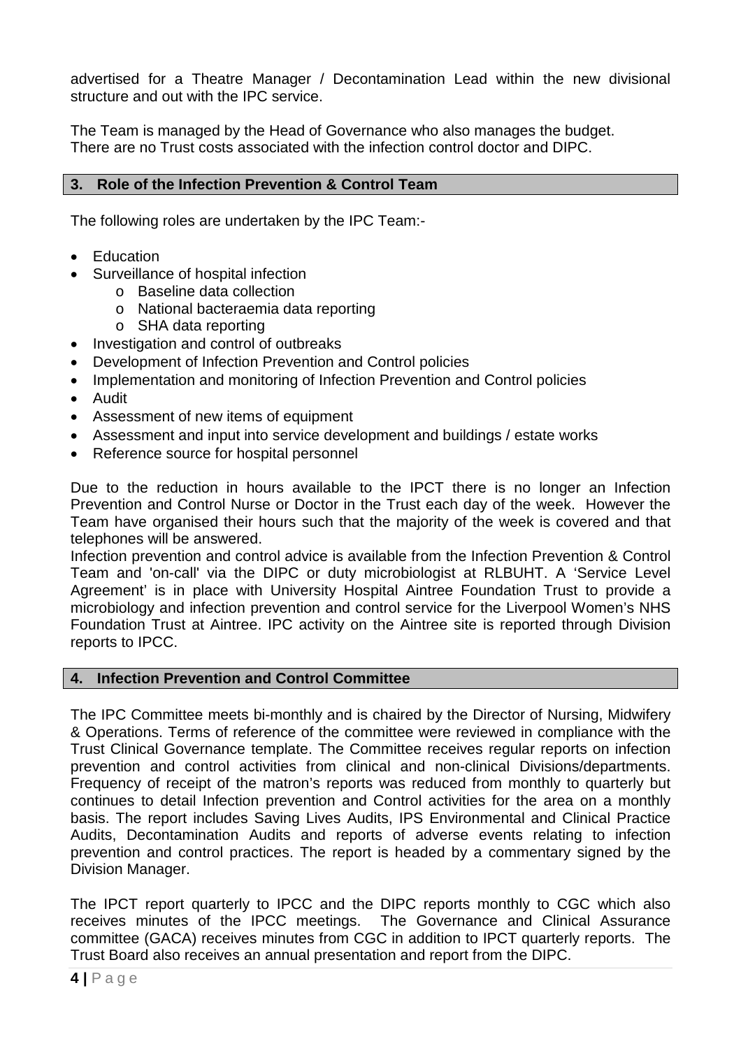advertised for a Theatre Manager / Decontamination Lead within the new divisional structure and out with the IPC service.

The Team is managed by the Head of Governance who also manages the budget. There are no Trust costs associated with the infection control doctor and DIPC.

## 3. Role of the Infection Prevention & Control Team

The following roles are undertaken by the IPC Team:-

- Education
- Surveillance of hospital infection
  - Baseline data collection
  - National bacteraemia data reporting
  - SHA data reporting
- Investigation and control of outbreaks
- Development of Infection Prevention and Control policies
- Implementation and monitoring of Infection Prevention and Control policies
- Audit
- Assessment of new items of equipment
- Assessment and input into service development and buildings / estate works
- Reference source for hospital personnel

Due to the reduction in hours available to the IPCT there is no longer an Infection Prevention and Control Nurse or Doctor in the Trust each day of the week. However the Team have organised their hours such that the majority of the week is covered and that telephones will be answered.
Infection prevention and control advice is available from the Infection Prevention & Control Team and 'on-call' via the DIPC or duty microbiologist at RLBUHT. A 'Service Level Agreement' is in place with University Hospital Aintree Foundation Trust to provide a microbiology and infection prevention and control service for the Liverpool Women's NHS Foundation Trust at Aintree. IPC activity on the Aintree site is reported through Division reports to IPCC.

## 4. Infection Prevention and Control Committee

The IPC Committee meets bi-monthly and is chaired by the Director of Nursing, Midwifery & Operations. Terms of reference of the committee were reviewed in compliance with the Trust Clinical Governance template. The Committee receives regular reports on infection prevention and control activities from clinical and non-clinical Divisions/departments. Frequency of receipt of the matron's reports was reduced from monthly to quarterly but continues to detail Infection prevention and Control activities for the area on a monthly basis. The report includes Saving Lives Audits, IPS Environmental and Clinical Practice Audits, Decontamination Audits and reports of adverse events relating to infection prevention and control practices. The report is headed by a commentary signed by the Division Manager.

The IPCT report quarterly to IPCC and the DIPC reports monthly to CGC which also receives minutes of the IPCC meetings. The Governance and Clinical Assurance committee (GACA) receives minutes from CGC in addition to IPCT quarterly reports. The Trust Board also receives an annual presentation and report from the DIPC.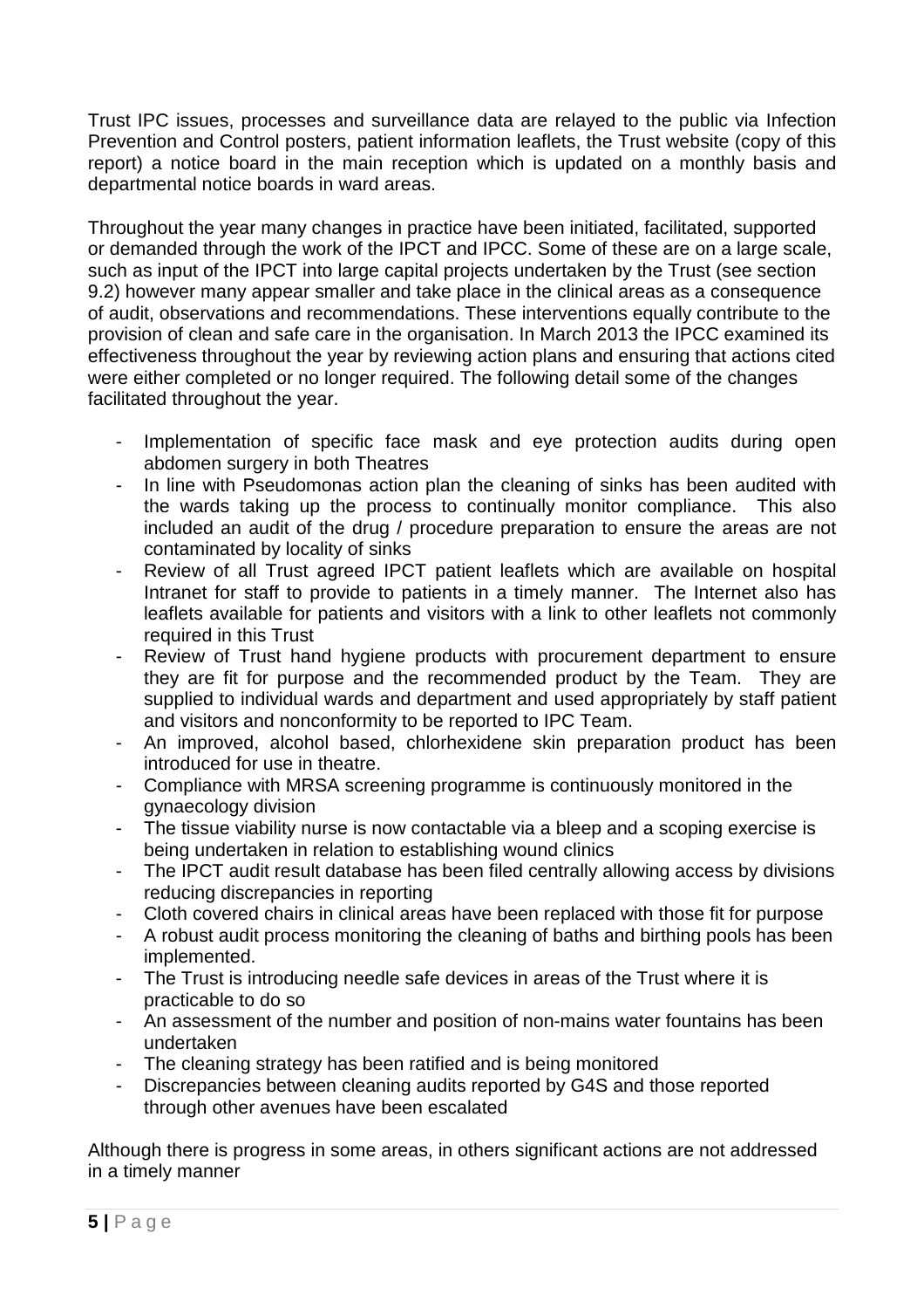Trust IPC issues, processes and surveillance data are relayed to the public via Infection Prevention and Control posters, patient information leaflets, the Trust website (copy of this report) a notice board in the main reception which is updated on a monthly basis and departmental notice boards in ward areas.

Throughout the year many changes in practice have been initiated, facilitated, supported or demanded through the work of the IPCT and IPCC. Some of these are on a large scale, such as input of the IPCT into large capital projects undertaken by the Trust (see section 9.2) however many appear smaller and take place in the clinical areas as a consequence of audit, observations and recommendations. These interventions equally contribute to the provision of clean and safe care in the organisation. In March 2013 the IPCC examined its effectiveness throughout the year by reviewing action plans and ensuring that actions cited were either completed or no longer required. The following detail some of the changes facilitated throughout the year.

- Implementation of specific face mask and eye protection audits during open abdomen surgery in both Theatres
- In line with Pseudomonas action plan the cleaning of sinks has been audited with the wards taking up the process to continually monitor compliance. This also included an audit of the drug / procedure preparation to ensure the areas are not contaminated by locality of sinks
- Review of all Trust agreed IPCT patient leaflets which are available on hospital Intranet for staff to provide to patients in a timely manner. The Internet also has leaflets available for patients and visitors with a link to other leaflets not commonly required in this Trust
- Review of Trust hand hygiene products with procurement department to ensure they are fit for purpose and the recommended product by the Team. They are supplied to individual wards and department and used appropriately by staff patient and visitors and nonconformity to be reported to IPC Team.
- An improved, alcohol based, chlorhexidene skin preparation product has been introduced for use in theatre.
- Compliance with MRSA screening programme is continuously monitored in the gynaecology division
- The tissue viability nurse is now contactable via a bleep and a scoping exercise is being undertaken in relation to establishing wound clinics
- The IPCT audit result database has been filed centrally allowing access by divisions reducing discrepancies in reporting
- Cloth covered chairs in clinical areas have been replaced with those fit for purpose
- A robust audit process monitoring the cleaning of baths and birthing pools has been implemented.
- The Trust is introducing needle safe devices in areas of the Trust where it is practicable to do so
- An assessment of the number and position of non-mains water fountains has been undertaken
- The cleaning strategy has been ratified and is being monitored
- Discrepancies between cleaning audits reported by G4S and those reported through other avenues have been escalated

Although there is progress in some areas, in others significant actions are not addressed in a timely manner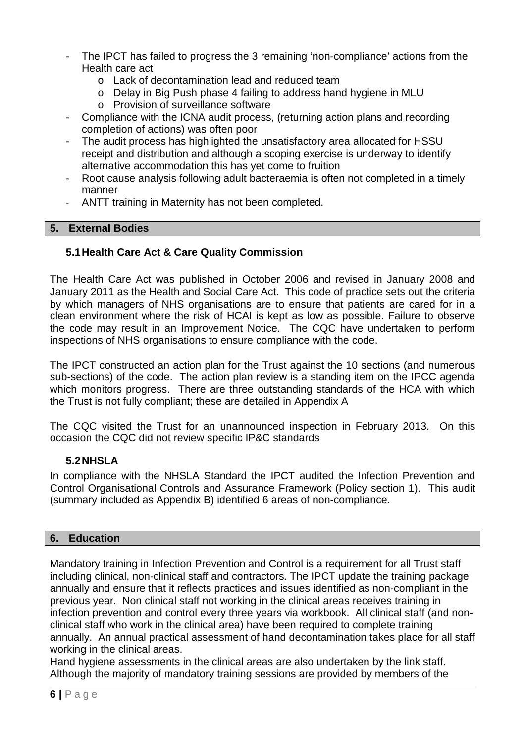- The IPCT has failed to progress the 3 remaining 'non-compliance' actions from the Health care act
    - Lack of decontamination lead and reduced team
    - Delay in Big Push phase 4 failing to address hand hygiene in MLU
    - Provision of surveillance software
- Compliance with the ICNA audit process, (returning action plans and recording completion of actions) was often poor
- The audit process has highlighted the unsatisfactory area allocated for HSSU receipt and distribution and although a scoping exercise is underway to identify alternative accommodation this has yet come to fruition
- Root cause analysis following adult bacteraemia is often not completed in a timely manner
- ANTT training in Maternity has not been completed.

## 5. External Bodies

### 5.1 Health Care Act & Care Quality Commission

The Health Care Act was published in October 2006 and revised in January 2008 and January 2011 as the Health and Social Care Act. This code of practice sets out the criteria by which managers of NHS organisations are to ensure that patients are cared for in a clean environment where the risk of HCAI is kept as low as possible. Failure to observe the code may result in an Improvement Notice. The CQC have undertaken to perform inspections of NHS organisations to ensure compliance with the code.

The IPCT constructed an action plan for the Trust against the 10 sections (and numerous sub-sections) of the code. The action plan review is a standing item on the IPCC agenda which monitors progress. There are three outstanding standards of the HCA with which the Trust is not fully compliant; these are detailed in Appendix A

The CQC visited the Trust for an unannounced inspection in February 2013. On this occasion the CQC did not review specific IP&C standards

### 5.2 NHSLA

In compliance with the NHSLA Standard the IPCT audited the Infection Prevention and Control Organisational Controls and Assurance Framework (Policy section 1). This audit (summary included as Appendix B) identified 6 areas of non-compliance.

## 6. Education

Mandatory training in Infection Prevention and Control is a requirement for all Trust staff including clinical, non-clinical staff and contractors. The IPCT update the training package annually and ensure that it reflects practices and issues identified as non-compliant in the previous year. Non clinical staff not working in the clinical areas receives training in infection prevention and control every three years via workbook. All clinical staff (and non-clinical staff who work in the clinical area) have been required to complete training annually. An annual practical assessment of hand decontamination takes place for all staff working in the clinical areas.

Hand hygiene assessments in the clinical areas are also undertaken by the link staff. Although the majority of mandatory training sessions are provided by members of the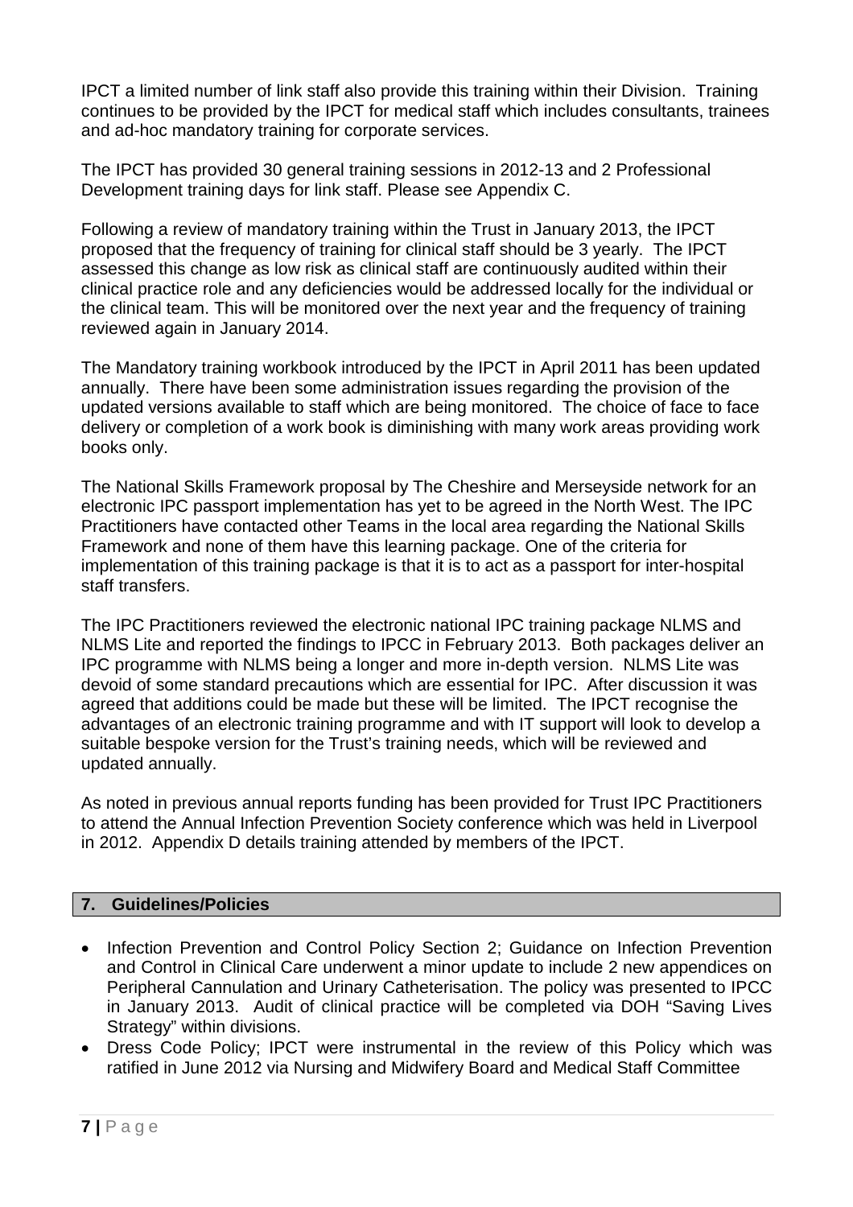IPCT a limited number of link staff also provide this training within their Division. Training continues to be provided by the IPCT for medical staff which includes consultants, trainees and ad-hoc mandatory training for corporate services.

The IPCT has provided 30 general training sessions in 2012-13 and 2 Professional Development training days for link staff. Please see Appendix C.

Following a review of mandatory training within the Trust in January 2013, the IPCT proposed that the frequency of training for clinical staff should be 3 yearly. The IPCT assessed this change as low risk as clinical staff are continuously audited within their clinical practice role and any deficiencies would be addressed locally for the individual or the clinical team. This will be monitored over the next year and the frequency of training reviewed again in January 2014.

The Mandatory training workbook introduced by the IPCT in April 2011 has been updated annually. There have been some administration issues regarding the provision of the updated versions available to staff which are being monitored. The choice of face to face delivery or completion of a work book is diminishing with many work areas providing work books only.

The National Skills Framework proposal by The Cheshire and Merseyside network for an electronic IPC passport implementation has yet to be agreed in the North West. The IPC Practitioners have contacted other Teams in the local area regarding the National Skills Framework and none of them have this learning package. One of the criteria for implementation of this training package is that it is to act as a passport for inter-hospital staff transfers.

The IPC Practitioners reviewed the electronic national IPC training package NLMS and NLMS Lite and reported the findings to IPCC in February 2013. Both packages deliver an IPC programme with NLMS being a longer and more in-depth version. NLMS Lite was devoid of some standard precautions which are essential for IPC. After discussion it was agreed that additions could be made but these will be limited. The IPCT recognise the advantages of an electronic training programme and with IT support will look to develop a suitable bespoke version for the Trust's training needs, which will be reviewed and updated annually.

As noted in previous annual reports funding has been provided for Trust IPC Practitioners to attend the Annual Infection Prevention Society conference which was held in Liverpool in 2012. Appendix D details training attended by members of the IPCT.

## 7. Guidelines/Policies

- Infection Prevention and Control Policy Section 2; Guidance on Infection Prevention and Control in Clinical Care underwent a minor update to include 2 new appendices on Peripheral Cannulation and Urinary Catheterisation. The policy was presented to IPCC in January 2013. Audit of clinical practice will be completed via DOH "Saving Lives Strategy" within divisions.
- Dress Code Policy; IPCT were instrumental in the review of this Policy which was ratified in June 2012 via Nursing and Midwifery Board and Medical Staff Committee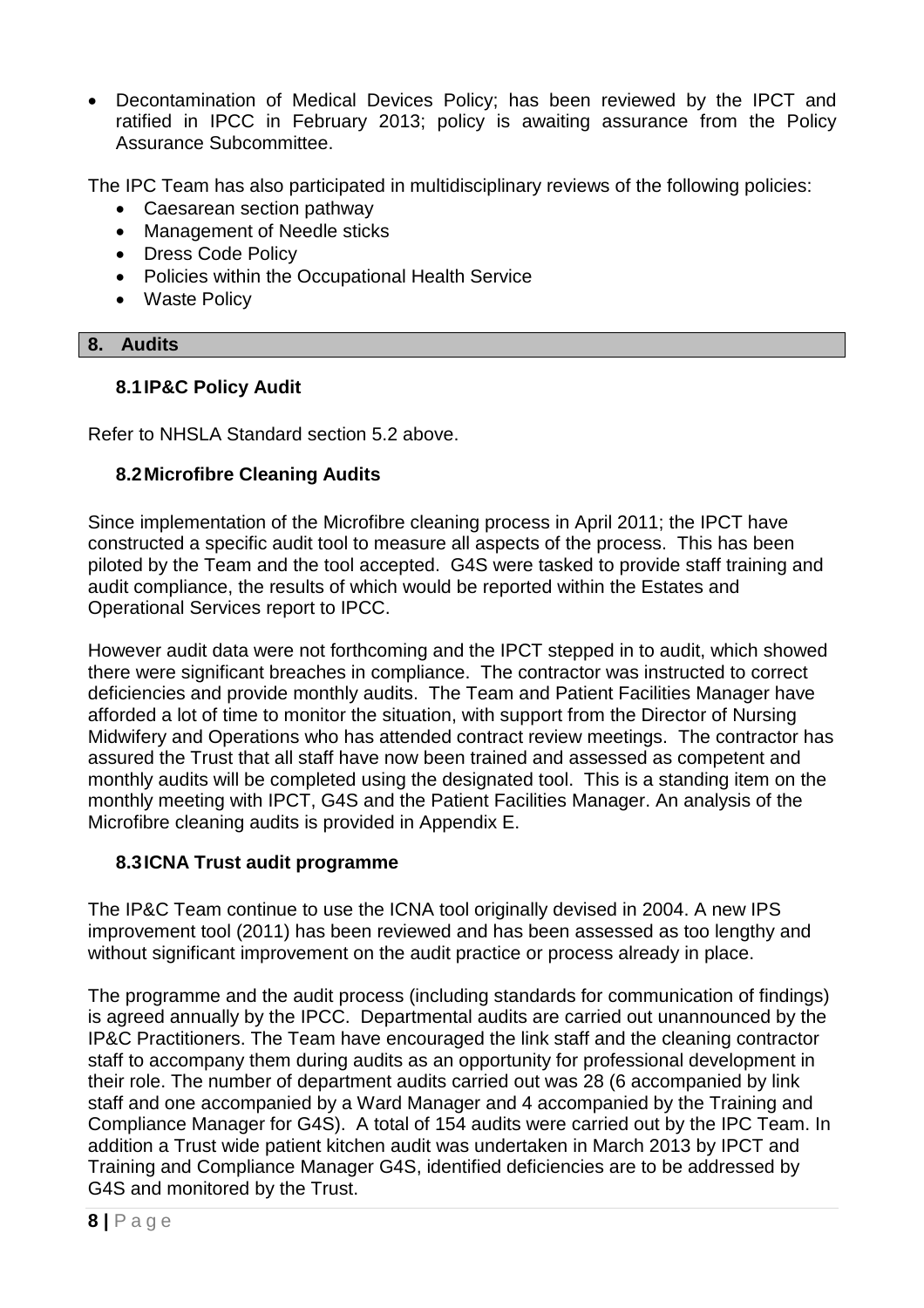- Decontamination of Medical Devices Policy; has been reviewed by the IPCT and ratified in IPCC in February 2013; policy is awaiting assurance from the Policy Assurance Subcommittee.

The IPC Team has also participated in multidisciplinary reviews of the following policies:

- Caesarean section pathway
- Management of Needle sticks
- Dress Code Policy
- Policies within the Occupational Health Service
- Waste Policy

## 8. Audits

### 8.1 IP&C Policy Audit

Refer to NHSLA Standard section 5.2 above.

### 8.2 Microfibre Cleaning Audits

Since implementation of the Microfibre cleaning process in April 2011; the IPCT have constructed a specific audit tool to measure all aspects of the process. This has been piloted by the Team and the tool accepted. G4S were tasked to provide staff training and audit compliance, the results of which would be reported within the Estates and Operational Services report to IPCC.

However audit data were not forthcoming and the IPCT stepped in to audit, which showed there were significant breaches in compliance. The contractor was instructed to correct deficiencies and provide monthly audits. The Team and Patient Facilities Manager have afforded a lot of time to monitor the situation, with support from the Director of Nursing Midwifery and Operations who has attended contract review meetings. The contractor has assured the Trust that all staff have now been trained and assessed as competent and monthly audits will be completed using the designated tool. This is a standing item on the monthly meeting with IPCT, G4S and the Patient Facilities Manager. An analysis of the Microfibre cleaning audits is provided in Appendix E.

### 8.3 ICNA Trust audit programme

The IP&C Team continue to use the ICNA tool originally devised in 2004. A new IPS improvement tool (2011) has been reviewed and has been assessed as too lengthy and without significant improvement on the audit practice or process already in place.

The programme and the audit process (including standards for communication of findings) is agreed annually by the IPCC. Departmental audits are carried out unannounced by the IP&C Practitioners. The Team have encouraged the link staff and the cleaning contractor staff to accompany them during audits as an opportunity for professional development in their role. The number of department audits carried out was 28 (6 accompanied by link staff and one accompanied by a Ward Manager and 4 accompanied by the Training and Compliance Manager for G4S). A total of 154 audits were carried out by the IPC Team. In addition a Trust wide patient kitchen audit was undertaken in March 2013 by IPCT and Training and Compliance Manager G4S, identified deficiencies are to be addressed by G4S and monitored by the Trust.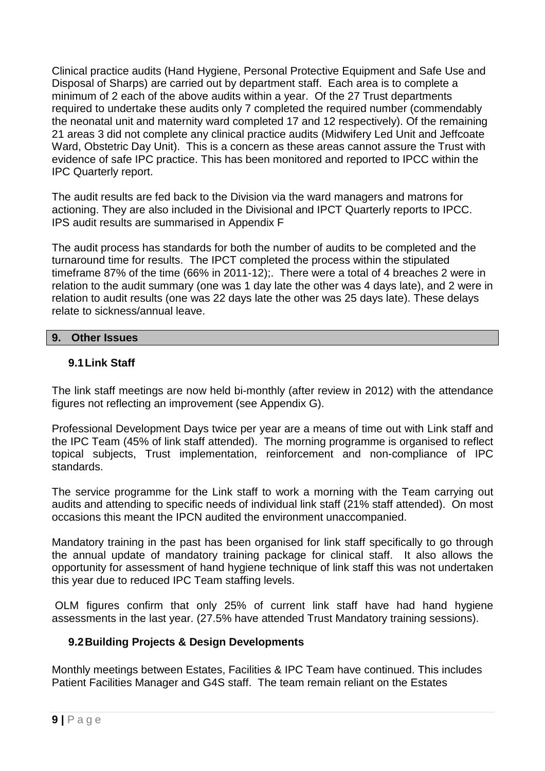Clinical practice audits (Hand Hygiene, Personal Protective Equipment and Safe Use and Disposal of Sharps) are carried out by department staff. Each area is to complete a minimum of 2 each of the above audits within a year. Of the 27 Trust departments required to undertake these audits only 7 completed the required number (commendably the neonatal unit and maternity ward completed 17 and 12 respectively). Of the remaining 21 areas 3 did not complete any clinical practice audits (Midwifery Led Unit and Jeffcoate Ward, Obstetric Day Unit). This is a concern as these areas cannot assure the Trust with evidence of safe IPC practice. This has been monitored and reported to IPCC within the IPC Quarterly report.

The audit results are fed back to the Division via the ward managers and matrons for actioning. They are also included in the Divisional and IPCT Quarterly reports to IPCC. IPS audit results are summarised in Appendix F

The audit process has standards for both the number of audits to be completed and the turnaround time for results. The IPCT completed the process within the stipulated timeframe 87% of the time (66% in 2011-12);. There were a total of 4 breaches 2 were in relation to the audit summary (one was 1 day late the other was 4 days late), and 2 were in relation to audit results (one was 22 days late the other was 25 days late). These delays relate to sickness/annual leave.

## 9. Other Issues

### 9.1 Link Staff

The link staff meetings are now held bi-monthly (after review in 2012) with the attendance figures not reflecting an improvement (see Appendix G).

Professional Development Days twice per year are a means of time out with Link staff and the IPC Team (45% of link staff attended). The morning programme is organised to reflect topical subjects, Trust implementation, reinforcement and non-compliance of IPC standards.

The service programme for the Link staff to work a morning with the Team carrying out audits and attending to specific needs of individual link staff (21% staff attended). On most occasions this meant the IPCN audited the environment unaccompanied.

Mandatory training in the past has been organised for link staff specifically to go through the annual update of mandatory training package for clinical staff. It also allows the opportunity for assessment of hand hygiene technique of link staff this was not undertaken this year due to reduced IPC Team staffing levels.

OLM figures confirm that only 25% of current link staff have had hand hygiene assessments in the last year. (27.5% have attended Trust Mandatory training sessions).

### 9.2 Building Projects & Design Developments

Monthly meetings between Estates, Facilities & IPC Team have continued. This includes Patient Facilities Manager and G4S staff. The team remain reliant on the Estates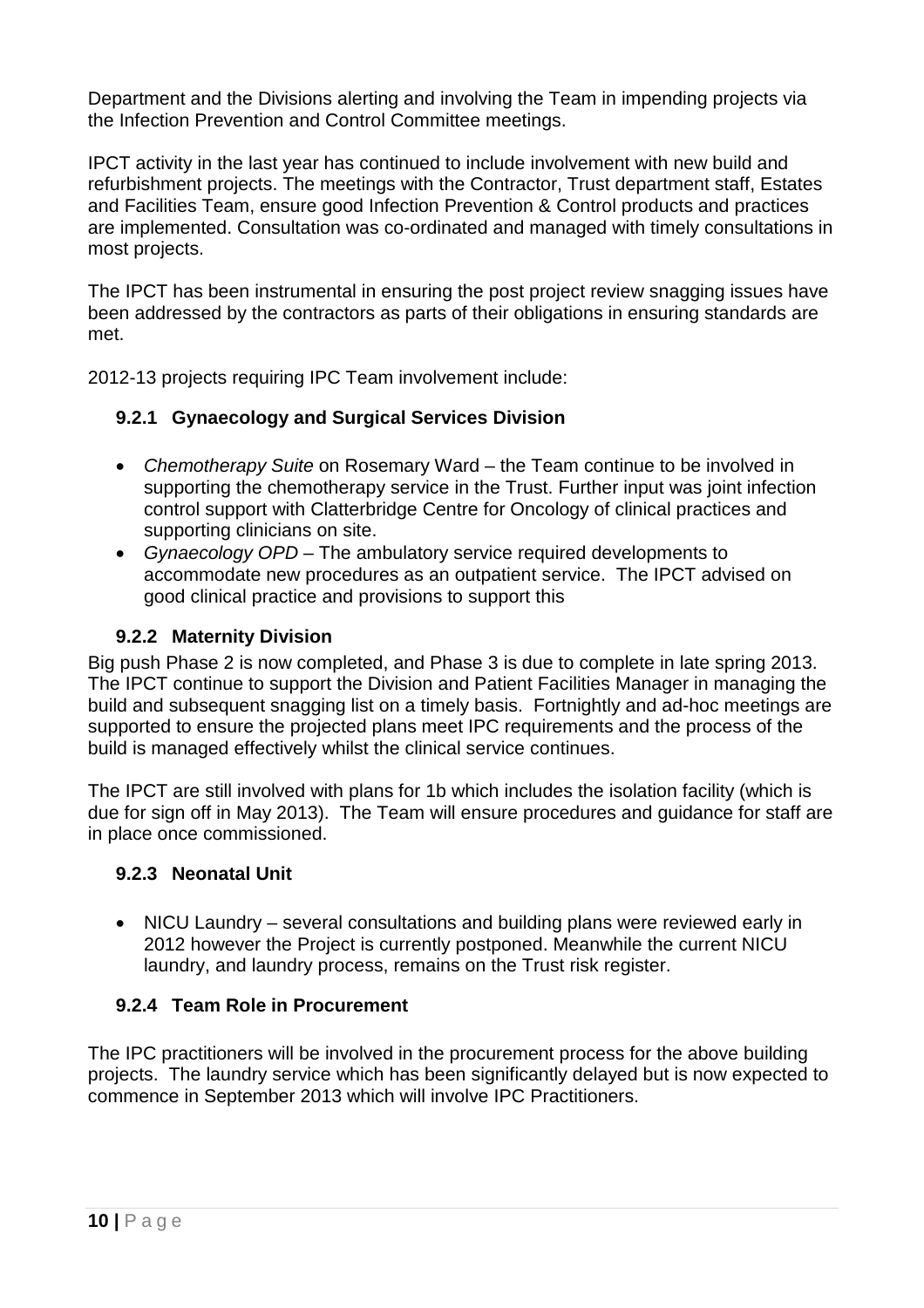Department and the Divisions alerting and involving the Team in impending projects via the Infection Prevention and Control Committee meetings.

IPCT activity in the last year has continued to include involvement with new build and refurbishment projects. The meetings with the Contractor, Trust department staff, Estates and Facilities Team, ensure good Infection Prevention & Control products and practices are implemented. Consultation was co-ordinated and managed with timely consultations in most projects.

The IPCT has been instrumental in ensuring the post project review snagging issues have been addressed by the contractors as parts of their obligations in ensuring standards are met.

2012-13 projects requiring IPC Team involvement include:

### 9.2.1 Gynaecology and Surgical Services Division

- *Chemotherapy Suite* on Rosemary Ward – the Team continue to be involved in supporting the chemotherapy service in the Trust. Further input was joint infection control support with Clatterbridge Centre for Oncology of clinical practices and supporting clinicians on site.
- *Gynaecology OPD* – The ambulatory service required developments to accommodate new procedures as an outpatient service. The IPCT advised on good clinical practice and provisions to support this

### 9.2.2 Maternity Division

Big push Phase 2 is now completed, and Phase 3 is due to complete in late spring 2013. The IPCT continue to support the Division and Patient Facilities Manager in managing the build and subsequent snagging list on a timely basis. Fortnightly and ad-hoc meetings are supported to ensure the projected plans meet IPC requirements and the process of the build is managed effectively whilst the clinical service continues.

The IPCT are still involved with plans for 1b which includes the isolation facility (which is due for sign off in May 2013). The Team will ensure procedures and guidance for staff are in place once commissioned.

### 9.2.3 Neonatal Unit

- NICU Laundry – several consultations and building plans were reviewed early in 2012 however the Project is currently postponed. Meanwhile the current NICU laundry, and laundry process, remains on the Trust risk register.

### 9.2.4 Team Role in Procurement

The IPC practitioners will be involved in the procurement process for the above building projects. The laundry service which has been significantly delayed but is now expected to commence in September 2013 which will involve IPC Practitioners.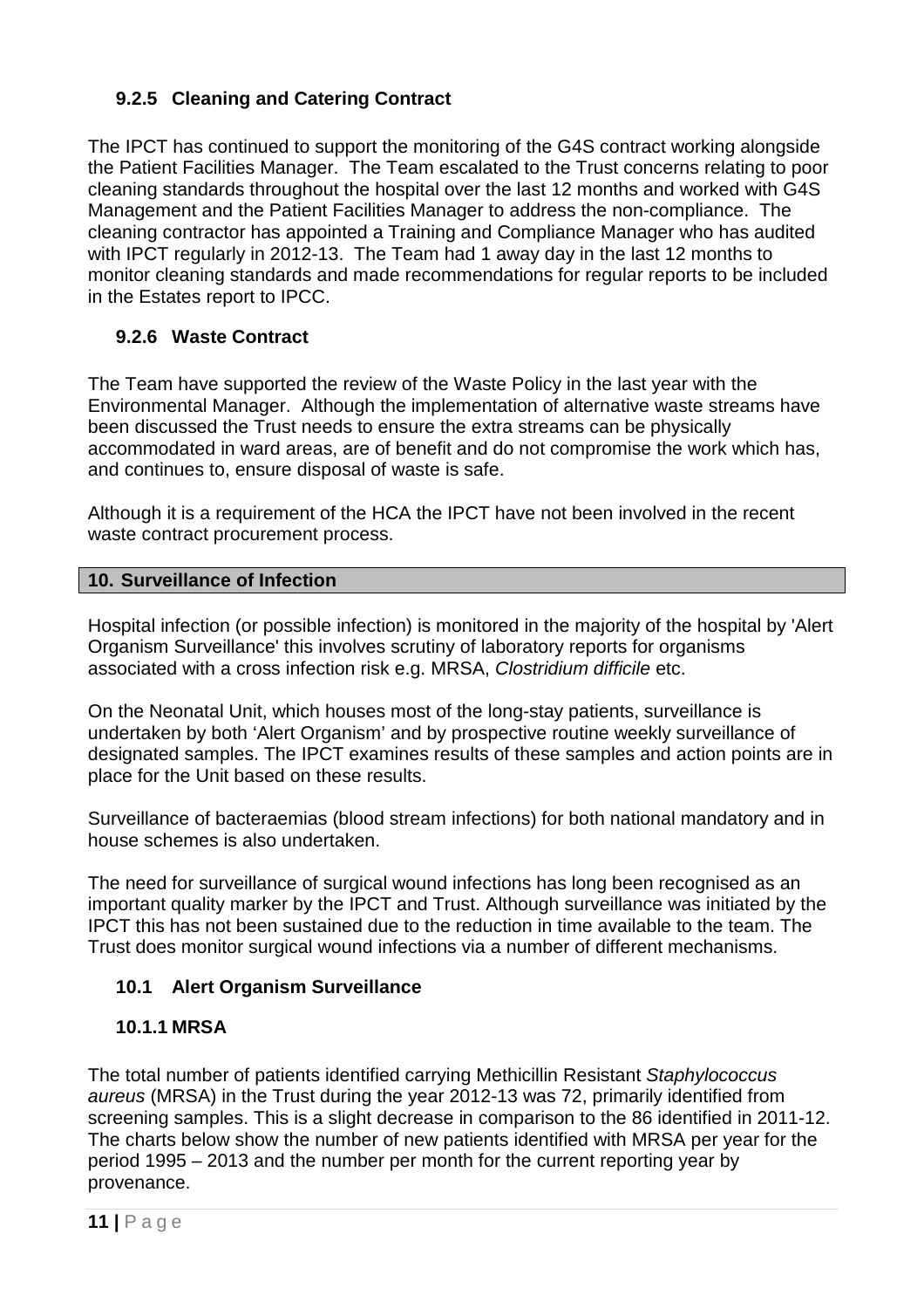### 9.2.5 Cleaning and Catering Contract

The IPCT has continued to support the monitoring of the G4S contract working alongside the Patient Facilities Manager. The Team escalated to the Trust concerns relating to poor cleaning standards throughout the hospital over the last 12 months and worked with G4S Management and the Patient Facilities Manager to address the non-compliance. The cleaning contractor has appointed a Training and Compliance Manager who has audited with IPCT regularly in 2012-13. The Team had 1 away day in the last 12 months to monitor cleaning standards and made recommendations for regular reports to be included in the Estates report to IPCC.

### 9.2.6 Waste Contract

The Team have supported the review of the Waste Policy in the last year with the Environmental Manager. Although the implementation of alternative waste streams have been discussed the Trust needs to ensure the extra streams can be physically accommodated in ward areas, are of benefit and do not compromise the work which has, and continues to, ensure disposal of waste is safe.

Although it is a requirement of the HCA the IPCT have not been involved in the recent waste contract procurement process.

## 10. Surveillance of Infection

Hospital infection (or possible infection) is monitored in the majority of the hospital by 'Alert Organism Surveillance' this involves scrutiny of laboratory reports for organisms associated with a cross infection risk e.g. MRSA, *Clostridium difficile* etc.

On the Neonatal Unit, which houses most of the long-stay patients, surveillance is undertaken by both 'Alert Organism' and by prospective routine weekly surveillance of designated samples. The IPCT examines results of these samples and action points are in place for the Unit based on these results.

Surveillance of bacteraemias (blood stream infections) for both national mandatory and in house schemes is also undertaken.

The need for surveillance of surgical wound infections has long been recognised as an important quality marker by the IPCT and Trust. Although surveillance was initiated by the IPCT this has not been sustained due to the reduction in time available to the team. The Trust does monitor surgical wound infections via a number of different mechanisms.

### 10.1 Alert Organism Surveillance

### 10.1.1 MRSA

The total number of patients identified carrying Methicillin Resistant *Staphylococcus aureus* (MRSA) in the Trust during the year 2012-13 was 72, primarily identified from screening samples. This is a slight decrease in comparison to the 86 identified in 2011-12. The charts below show the number of new patients identified with MRSA per year for the period 1995 – 2013 and the number per month for the current reporting year by provenance.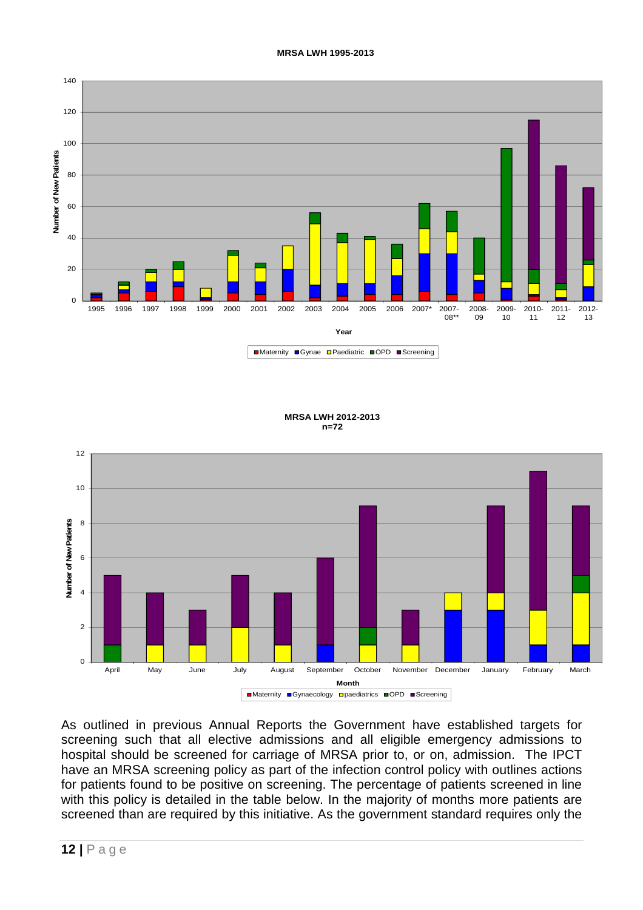**MRSA LWH 1995-2013**

**MRSA LWH 2012-2013**
**n=72**

As outlined in previous Annual Reports the Government have established targets for screening such that all elective admissions and all eligible emergency admissions to hospital should be screened for carriage of MRSA prior to, or on, admission. The IPCT have an MRSA screening policy as part of the infection control policy with outlines actions for patients found to be positive on screening. The percentage of patients screened in line with this policy is detailed in the table below. In the majority of months more patients are screened than are required by this initiative. As the government standard requires only the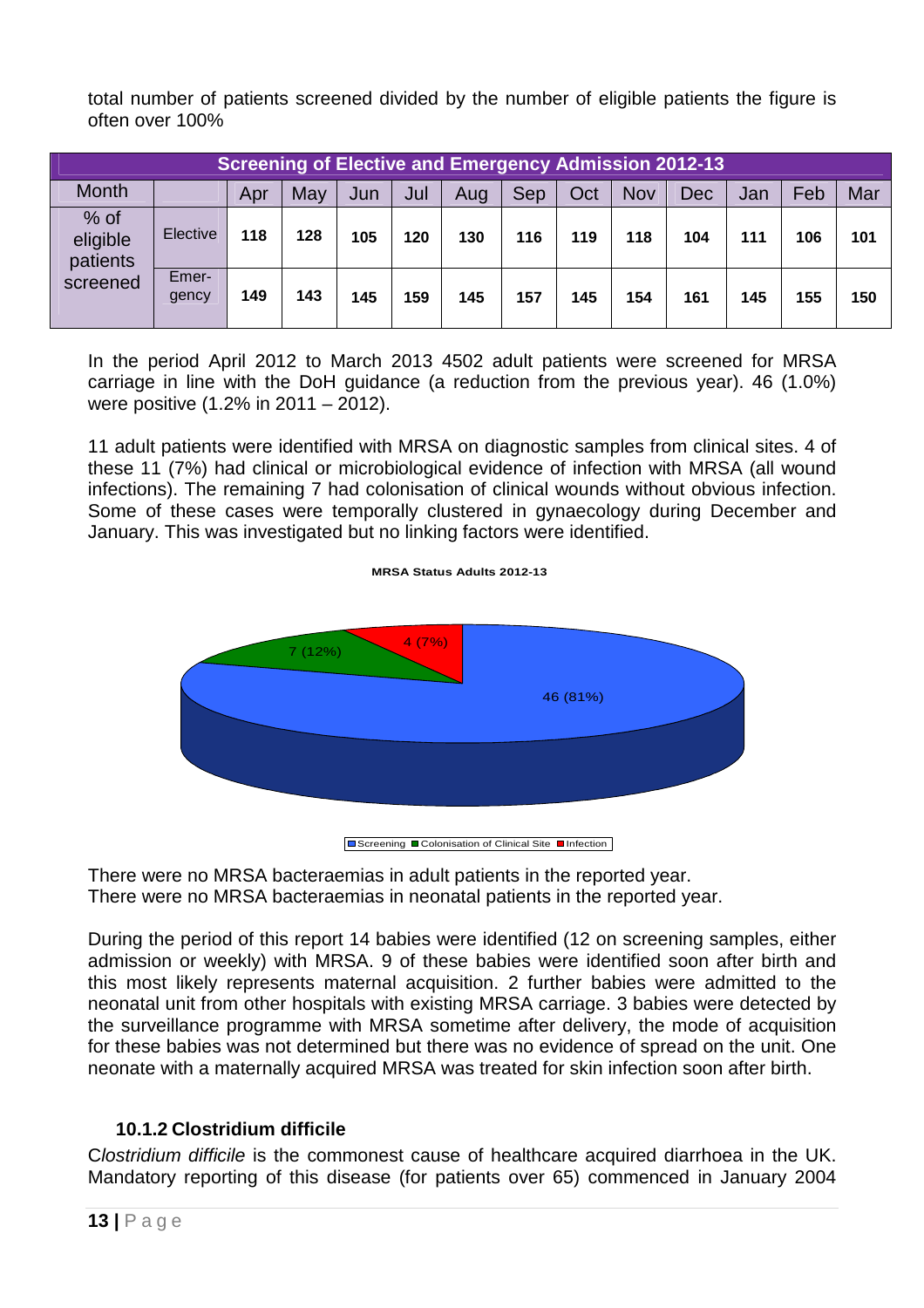total number of patients screened divided by the number of eligible patients the figure is often over 100%

| Screening of Elective and Emergency Admission 2012-13 | | | | | | | | | | | | | |
|---|---|---|---|---|---|---|---|---|---|---|---|---|---|
| Month | | Apr | May | Jun | Jul | Aug | Sep | Oct | Nov | Dec | Jan | Feb | Mar |
| % of eligible patients screened | Elective | 118 | 128 | 105 | 120 | 130 | 116 | 119 | 118 | 104 | 111 | 106 | 101 |
| | Emer-gency | 149 | 143 | 145 | 159 | 145 | 157 | 145 | 154 | 161 | 145 | 155 | 150 |

In the period April 2012 to March 2013 4502 adult patients were screened for MRSA carriage in line with the DoH guidance (a reduction from the previous year). 46 (1.0%) were positive (1.2% in 2011 – 2012).

11 adult patients were identified with MRSA on diagnostic samples from clinical sites. 4 of these 11 (7%) had clinical or microbiological evidence of infection with MRSA (all wound infections). The remaining 7 had colonisation of clinical wounds without obvious infection. Some of these cases were temporally clustered in gynaecology during December and January. This was investigated but no linking factors were identified.

**MRSA Status Adults 2012-13**

| Category | Number (%) |
|---|---|
| Screening | 46 (81%) |
| Colonisation of Clinical Site | 7 (12%) |
| Infection | 4 (7%) |

There were no MRSA bacteraemias in adult patients in the reported year.
There were no MRSA bacteraemias in neonatal patients in the reported year.

During the period of this report 14 babies were identified (12 on screening samples, either admission or weekly) with MRSA. 9 of these babies were identified soon after birth and this most likely represents maternal acquisition. 2 further babies were admitted to the neonatal unit from other hospitals with existing MRSA carriage. 3 babies were detected by the surveillance programme with MRSA sometime after delivery, the mode of acquisition for these babies was not determined but there was no evidence of spread on the unit. One neonate with a maternally acquired MRSA was treated for skin infection soon after birth.

### 10.1.2 Clostridium difficile

C*lostridium difficile* is the commonest cause of healthcare acquired diarrhoea in the UK. Mandatory reporting of this disease (for patients over 65) commenced in January 2004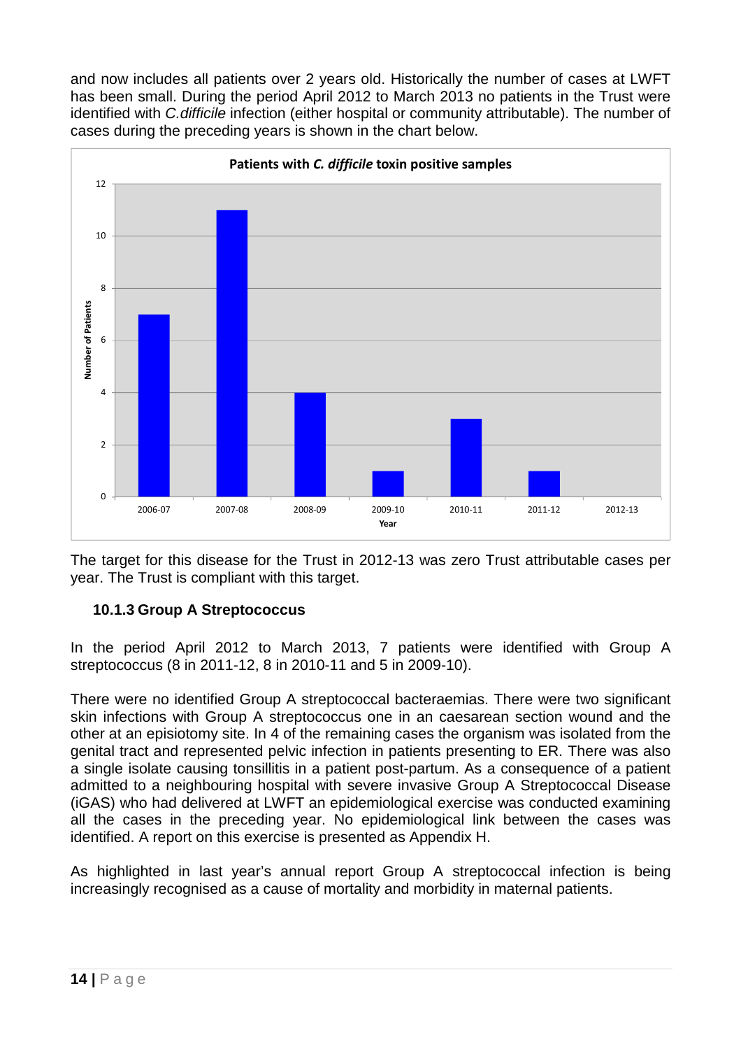and now includes all patients over 2 years old. Historically the number of cases at LWFT has been small. During the period April 2012 to March 2013 no patients in the Trust were identified with *C.difficile* infection (either hospital or community attributable). The number of cases during the preceding years is shown in the chart below.

**Patients with *C. difficile* toxin positive samples**

| Year | Number of Patients |
| --- | --- |
| 2006-07 | 7 |
| 2007-08 | 11 |
| 2008-09 | 4 |
| 2009-10 | 1 |
| 2010-11 | 3 |
| 2011-12 | 1 |
| 2012-13 | 0 |

The target for this disease for the Trust in 2012-13 was zero Trust attributable cases per year. The Trust is compliant with this target.

### 10.1.3 Group A Streptococcus

In the period April 2012 to March 2013, 7 patients were identified with Group A streptococcus (8 in 2011-12, 8 in 2010-11 and 5 in 2009-10).

There were no identified Group A streptococcal bacteraemias. There were two significant skin infections with Group A streptococcus one in an caesarean section wound and the other at an episiotomy site. In 4 of the remaining cases the organism was isolated from the genital tract and represented pelvic infection in patients presenting to ER. There was also a single isolate causing tonsillitis in a patient post-partum. As a consequence of a patient admitted to a neighbouring hospital with severe invasive Group A Streptococcal Disease (iGAS) who had delivered at LWFT an epidemiological exercise was conducted examining all the cases in the preceding year. No epidemiological link between the cases was identified. A report on this exercise is presented as Appendix H.

As highlighted in last year's annual report Group A streptococcal infection is being increasingly recognised as a cause of mortality and morbidity in maternal patients.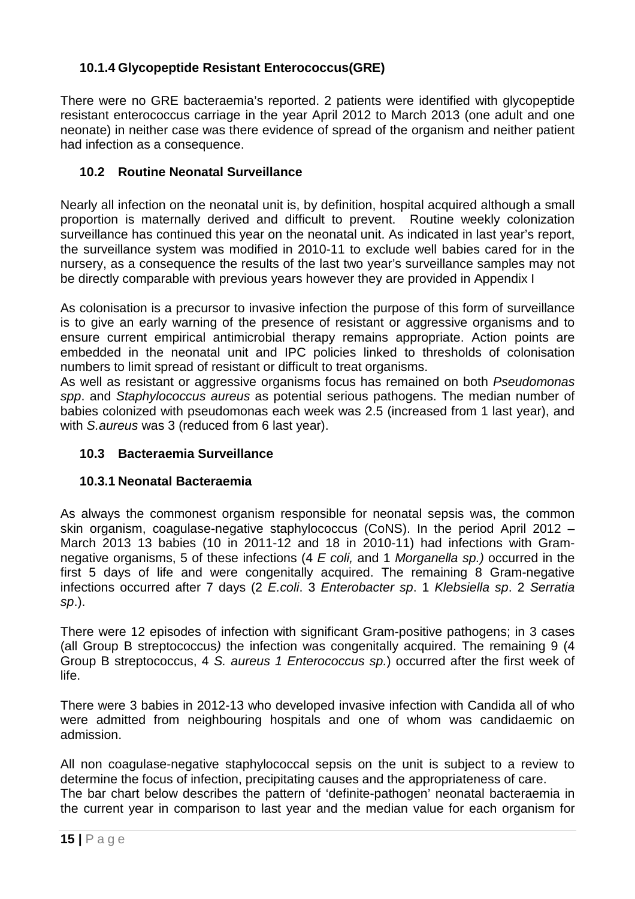### 10.1.4 Glycopeptide Resistant Enterococcus(GRE)

There were no GRE bacteraemia's reported. 2 patients were identified with glycopeptide resistant enterococcus carriage in the year April 2012 to March 2013 (one adult and one neonate) in neither case was there evidence of spread of the organism and neither patient had infection as a consequence.

## 10.2 Routine Neonatal Surveillance

Nearly all infection on the neonatal unit is, by definition, hospital acquired although a small proportion is maternally derived and difficult to prevent. Routine weekly colonization surveillance has continued this year on the neonatal unit. As indicated in last year's report, the surveillance system was modified in 2010-11 to exclude well babies cared for in the nursery, as a consequence the results of the last two year's surveillance samples may not be directly comparable with previous years however they are provided in Appendix I

As colonisation is a precursor to invasive infection the purpose of this form of surveillance is to give an early warning of the presence of resistant or aggressive organisms and to ensure current empirical antimicrobial therapy remains appropriate. Action points are embedded in the neonatal unit and IPC policies linked to thresholds of colonisation numbers to limit spread of resistant or difficult to treat organisms.
As well as resistant or aggressive organisms focus has remained on both *Pseudomonas spp*. and *Staphylococcus aureus* as potential serious pathogens. The median number of babies colonized with pseudomonas each week was 2.5 (increased from 1 last year), and with *S.aureus* was 3 (reduced from 6 last year).

## 10.3 Bacteraemia Surveillance

### 10.3.1 Neonatal Bacteraemia

As always the commonest organism responsible for neonatal sepsis was, the common skin organism, coagulase-negative staphylococcus (CoNS). In the period April 2012 – March 2013 13 babies (10 in 2011-12 and 18 in 2010-11) had infections with Gram-negative organisms, 5 of these infections (4 *E coli,* and 1 *Morganella sp.)* occurred in the first 5 days of life and were congenitally acquired. The remaining 8 Gram-negative infections occurred after 7 days (2 *E.coli*. 3 *Enterobacter sp*. 1 *Klebsiella sp*. 2 *Serratia sp*.).

There were 12 episodes of infection with significant Gram-positive pathogens; in 3 cases (all Group B streptococcus*)* the infection was congenitally acquired. The remaining 9 (4 Group B streptococcus, 4 *S. aureus 1 Enterococcus sp.*) occurred after the first week of life.

There were 3 babies in 2012-13 who developed invasive infection with Candida all of who were admitted from neighbouring hospitals and one of whom was candidaemic on admission.

All non coagulase-negative staphylococcal sepsis on the unit is subject to a review to determine the focus of infection, precipitating causes and the appropriateness of care.
The bar chart below describes the pattern of 'definite-pathogen' neonatal bacteraemia in the current year in comparison to last year and the median value for each organism for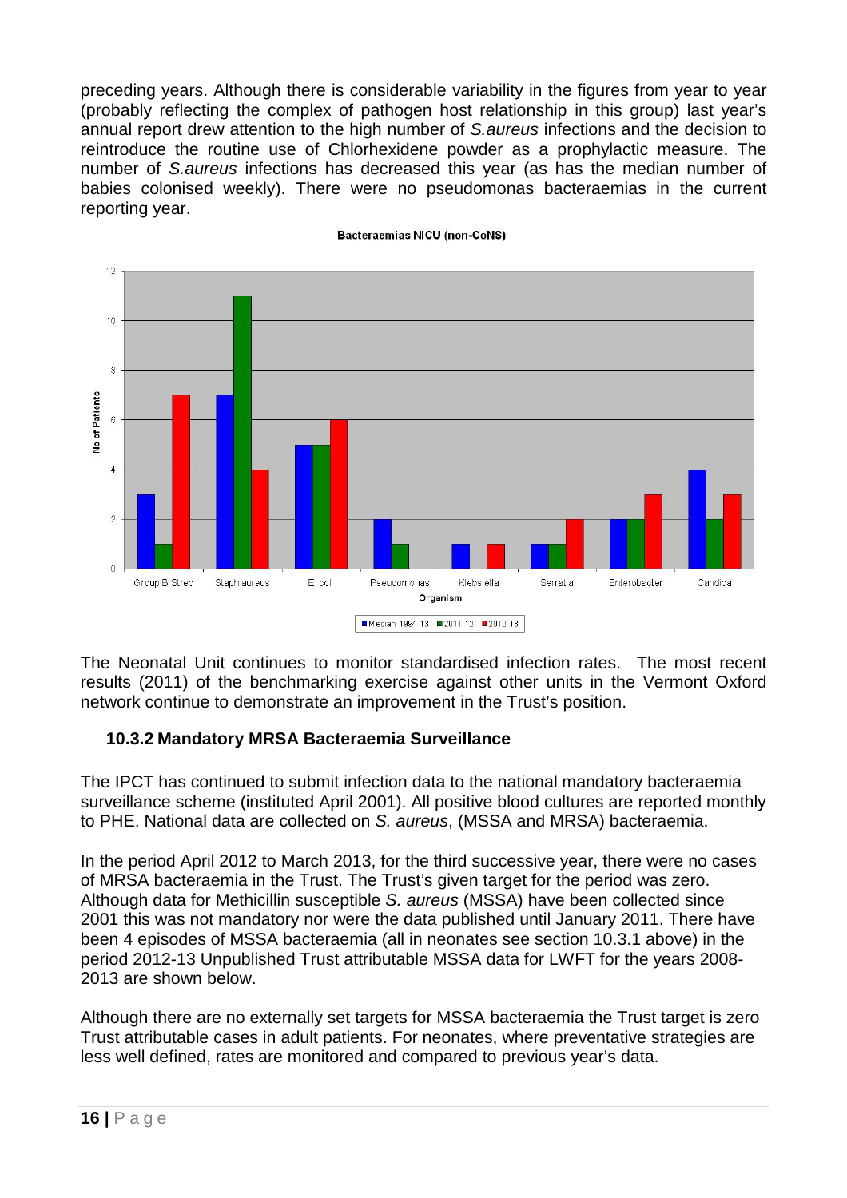preceding years. Although there is considerable variability in the figures from year to year (probably reflecting the complex of pathogen host relationship in this group) last year's annual report drew attention to the high number of *S.aureus* infections and the decision to reintroduce the routine use of Chlorhexidene powder as a prophylactic measure. The number of *S.aureus* infections has decreased this year (as has the median number of babies colonised weekly). There were no pseudomonas bacteraemias in the current reporting year.

**Bacteraemias NICU (non-CoNS)**

| Organism | Median 1994-13 | 2011-12 | 2012-13 |
| --- | --- | --- | --- |
| Group B Strep | 3 | 1 | 7 |
| Staph aureus | 7 | 11 | 4 |
| E. coli | 5 | 5 | 6 |
| Pseudomonas | 2 | 1 | 0 |
| Klebsiella | 1 | 0 | 1 |
| Serratia | 1 | 1 | 2 |
| Enterobacter | 2 | 2 | 3 |
| Candida | 4 | 2 | 3 |

The Neonatal Unit continues to monitor standardised infection rates. The most recent results (2011) of the benchmarking exercise against other units in the Vermont Oxford network continue to demonstrate an improvement in the Trust's position.

### 10.3.2 Mandatory MRSA Bacteraemia Surveillance

The IPCT has continued to submit infection data to the national mandatory bacteraemia surveillance scheme (instituted April 2001). All positive blood cultures are reported monthly to PHE. National data are collected on *S. aureus*, (MSSA and MRSA) bacteraemia.

In the period April 2012 to March 2013, for the third successive year, there were no cases of MRSA bacteraemia in the Trust. The Trust's given target for the period was zero. Although data for Methicillin susceptible *S. aureus* (MSSA) have been collected since 2001 this was not mandatory nor were the data published until January 2011. There have been 4 episodes of MSSA bacteraemia (all in neonates see section 10.3.1 above) in the period 2012-13 Unpublished Trust attributable MSSA data for LWFT for the years 2008-2013 are shown below.

Although there are no externally set targets for MSSA bacteraemia the Trust target is zero Trust attributable cases in adult patients. For neonates, where preventative strategies are less well defined, rates are monitored and compared to previous year's data.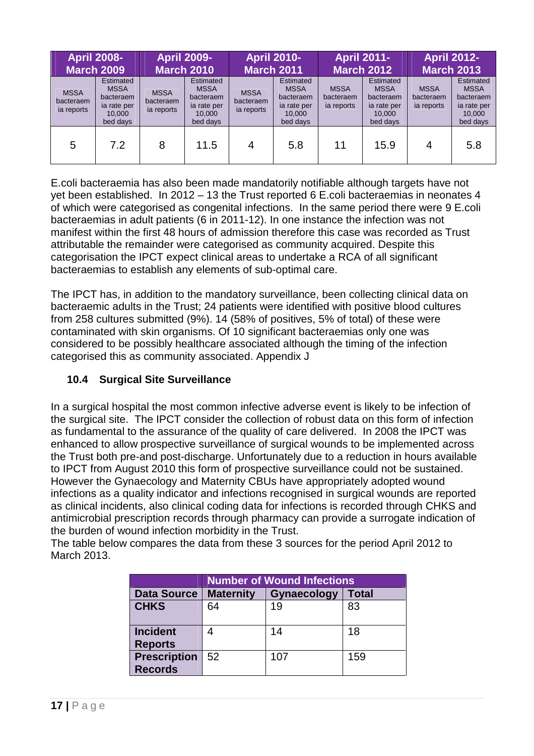| April 2008-March 2009 | | April 2009-March 2010 | | April 2010-March 2011 | | April 2011-March 2012 | | April 2012-March 2013 | |
|---|---|---|---|---|---|---|---|---|---|
| MSSA bacteraemia reports | Estimated MSSA bacteraemia rate per 10,000 bed days | MSSA bacteraemia reports | Estimated MSSA bacteraemia rate per 10,000 bed days | MSSA bacteraemia reports | Estimated MSSA bacteraemia rate per 10,000 bed days | MSSA bacteraemia reports | Estimated MSSA bacteraemia rate per 10,000 bed days | MSSA bacteraemia reports | Estimated MSSA bacteraemia rate per 10,000 bed days |
| 5 | 7.2 | 8 | 11.5 | 4 | 5.8 | 11 | 15.9 | 4 | 5.8 |

E.coli bacteraemia has also been made mandatorily notifiable although targets have not yet been established. In 2012 – 13 the Trust reported 6 E.coli bacteraemias in neonates 4 of which were categorised as congenital infections. In the same period there were 9 E.coli bacteraemias in adult patients (6 in 2011-12). In one instance the infection was not manifest within the first 48 hours of admission therefore this case was recorded as Trust attributable the remainder were categorised as community acquired. Despite this categorisation the IPCT expect clinical areas to undertake a RCA of all significant bacteraemias to establish any elements of sub-optimal care.

The IPCT has, in addition to the mandatory surveillance, been collecting clinical data on bacteraemic adults in the Trust; 24 patients were identified with positive blood cultures from 258 cultures submitted (9%). 14 (58% of positives, 5% of total) of these were contaminated with skin organisms. Of 10 significant bacteraemias only one was considered to be possibly healthcare associated although the timing of the infection categorised this as community associated. Appendix J

### 10.4 Surgical Site Surveillance

In a surgical hospital the most common infective adverse event is likely to be infection of the surgical site. The IPCT consider the collection of robust data on this form of infection as fundamental to the assurance of the quality of care delivered. In 2008 the IPCT was enhanced to allow prospective surveillance of surgical wounds to be implemented across the Trust both pre-and post-discharge. Unfortunately due to a reduction in hours available to IPCT from August 2010 this form of prospective surveillance could not be sustained. However the Gynaecology and Maternity CBUs have appropriately adopted wound infections as a quality indicator and infections recognised in surgical wounds are reported as clinical incidents, also clinical coding data for infections is recorded through CHKS and antimicrobial prescription records through pharmacy can provide a surrogate indication of the burden of wound infection morbidity in the Trust.
The table below compares the data from these 3 sources for the period April 2012 to March 2013.

| | Number of Wound Infections | | |
|---|---|---|---|
| **Data Source** | **Maternity** | **Gynaecology** | **Total** |
| **CHKS** | 64 | 19 | 83 |
| **Incident Reports** | 4 | 14 | 18 |
| **Prescription Records** | 52 | 107 | 159 |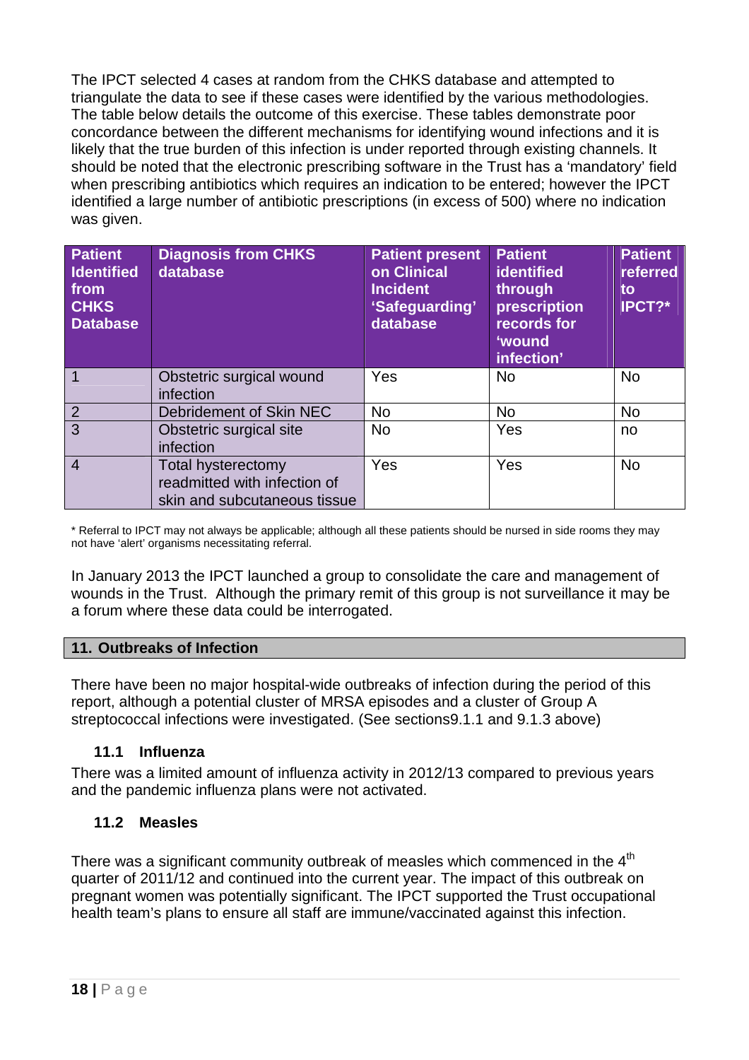The IPCT selected 4 cases at random from the CHKS database and attempted to triangulate the data to see if these cases were identified by the various methodologies. The table below details the outcome of this exercise. These tables demonstrate poor concordance between the different mechanisms for identifying wound infections and it is likely that the true burden of this infection is under reported through existing channels. It should be noted that the electronic prescribing software in the Trust has a 'mandatory' field when prescribing antibiotics which requires an indication to be entered; however the IPCT identified a large number of antibiotic prescriptions (in excess of 500) where no indication was given.

| Patient Identified from CHKS Database | Diagnosis from CHKS database | Patient present on Clinical Incident 'Safeguarding' database | Patient identified through prescription records for 'wound infection' | Patient referred to IPCT?* |
|---|---|---|---|---|
| 1 | Obstetric surgical wound infection | Yes | No | No |
| 2 | Debridement of Skin NEC | No | No | No |
| 3 | Obstetric surgical site infection | No | Yes | no |
| 4 | Total hysterectomy readmitted with infection of skin and subcutaneous tissue | Yes | Yes | No |

* Referral to IPCT may not always be applicable; although all these patients should be nursed in side rooms they may not have 'alert' organisms necessitating referral.

In January 2013 the IPCT launched a group to consolidate the care and management of wounds in the Trust. Although the primary remit of this group is not surveillance it may be a forum where these data could be interrogated.

## 11. Outbreaks of Infection

There have been no major hospital-wide outbreaks of infection during the period of this report, although a potential cluster of MRSA episodes and a cluster of Group A streptococcal infections were investigated. (See sections9.1.1 and 9.1.3 above)

### 11.1 Influenza

There was a limited amount of influenza activity in 2012/13 compared to previous years and the pandemic influenza plans were not activated.

### 11.2 Measles

There was a significant community outbreak of measles which commenced in the 4th quarter of 2011/12 and continued into the current year. The impact of this outbreak on pregnant women was potentially significant. The IPCT supported the Trust occupational health team's plans to ensure all staff are immune/vaccinated against this infection.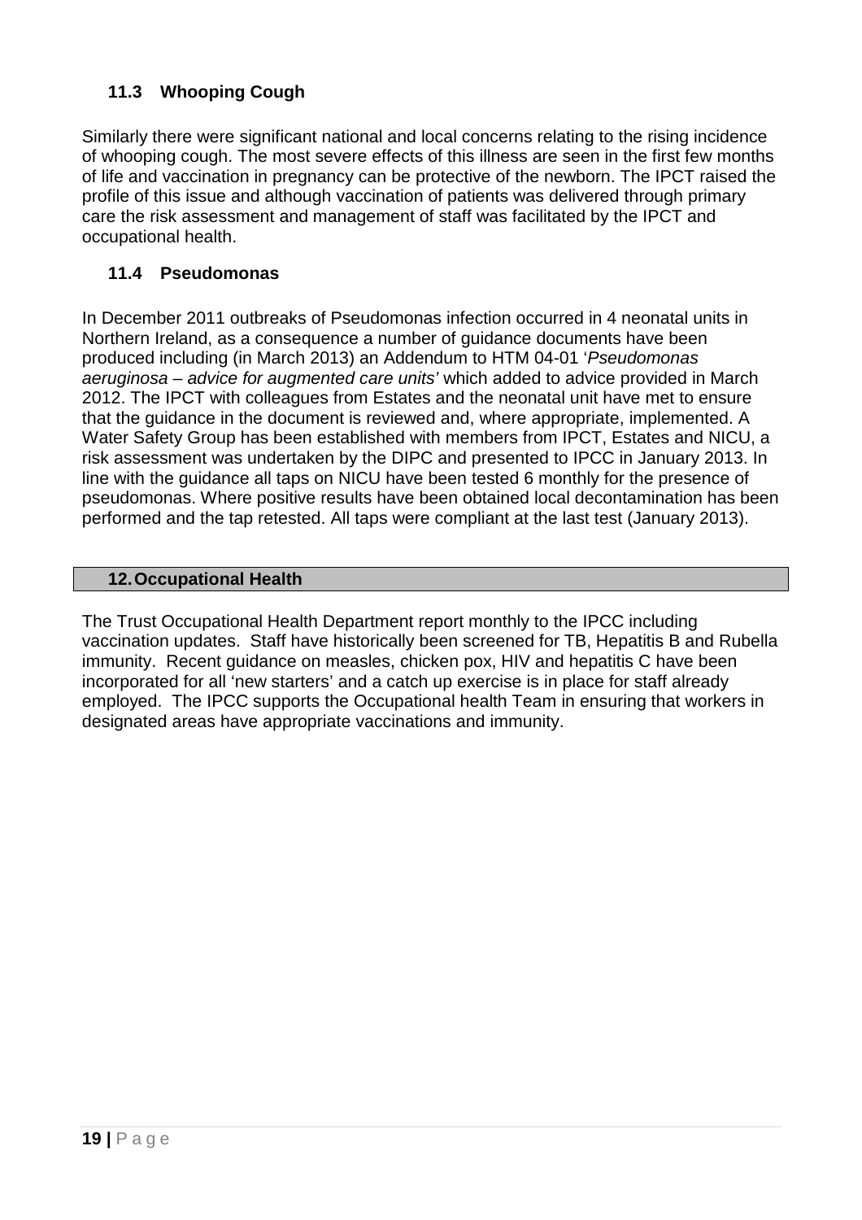### 11.3 Whooping Cough

Similarly there were significant national and local concerns relating to the rising incidence of whooping cough. The most severe effects of this illness are seen in the first few months of life and vaccination in pregnancy can be protective of the newborn. The IPCT raised the profile of this issue and although vaccination of patients was delivered through primary care the risk assessment and management of staff was facilitated by the IPCT and occupational health.

### 11.4 Pseudomonas

In December 2011 outbreaks of Pseudomonas infection occurred in 4 neonatal units in Northern Ireland, as a consequence a number of guidance documents have been produced including (in March 2013) an Addendum to HTM 04-01 '*Pseudomonas aeruginosa – advice for augmented care units'* which added to advice provided in March 2012. The IPCT with colleagues from Estates and the neonatal unit have met to ensure that the guidance in the document is reviewed and, where appropriate, implemented. A Water Safety Group has been established with members from IPCT, Estates and NICU, a risk assessment was undertaken by the DIPC and presented to IPCC in January 2013. In line with the guidance all taps on NICU have been tested 6 monthly for the presence of pseudomonas. Where positive results have been obtained local decontamination has been performed and the tap retested. All taps were compliant at the last test (January 2013).

## 12. Occupational Health

The Trust Occupational Health Department report monthly to the IPCC including vaccination updates. Staff have historically been screened for TB, Hepatitis B and Rubella immunity. Recent guidance on measles, chicken pox, HIV and hepatitis C have been incorporated for all 'new starters' and a catch up exercise is in place for staff already employed. The IPCC supports the Occupational health Team in ensuring that workers in designated areas have appropriate vaccinations and immunity.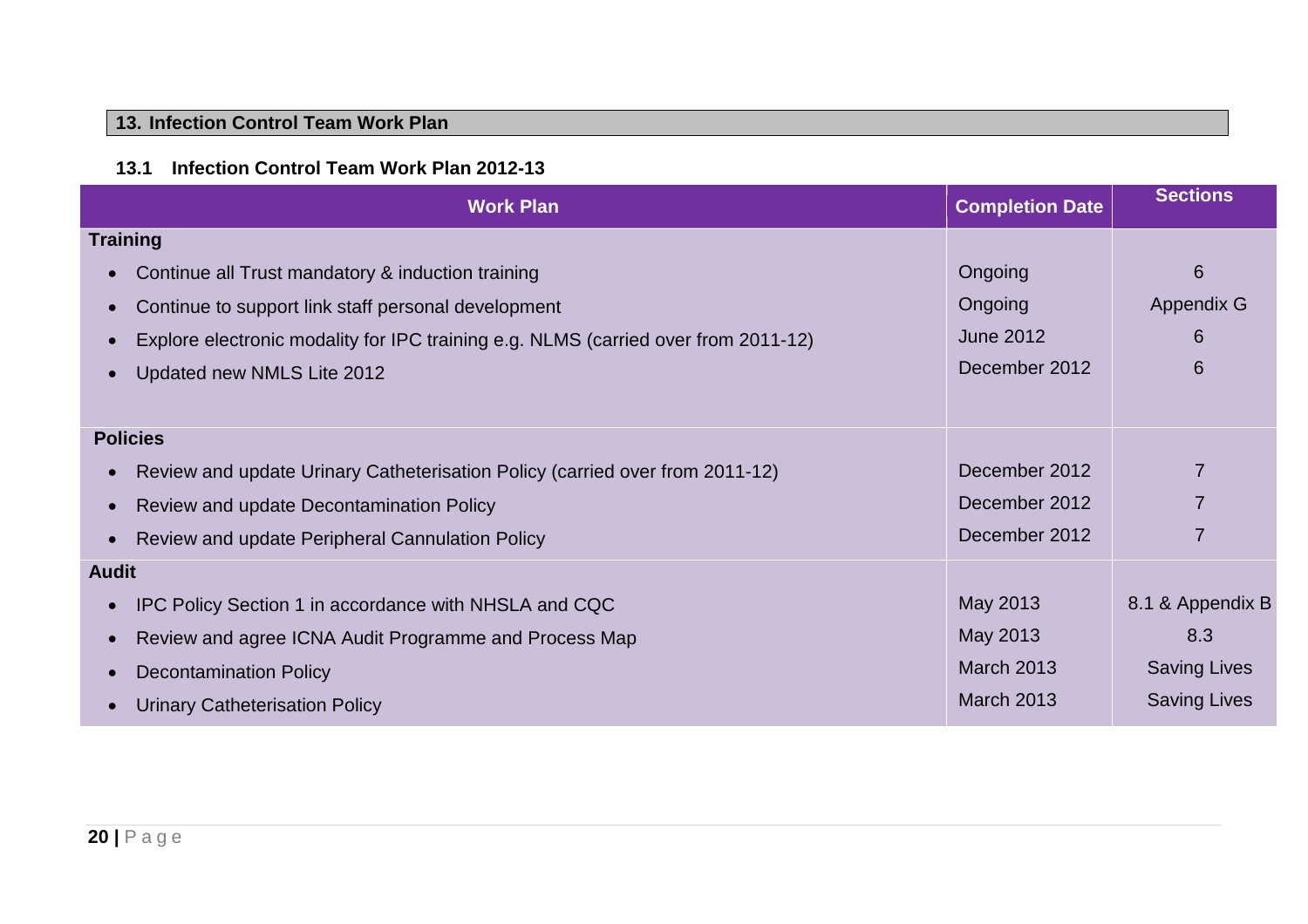## 13. Infection Control Team Work Plan

### 13.1 Infection Control Team Work Plan 2012-13

| Work Plan | Completion Date | Sections |
|---|---|---|
| **Training** | | |
| • Continue all Trust mandatory & induction training | Ongoing | 6 |
| • Continue to support link staff personal development | Ongoing | Appendix G |
| • Explore electronic modality for IPC training e.g. NLMS (carried over from 2011-12) | June 2012 | 6 |
| • Updated new NMLS Lite 2012 | December 2012 | 6 |
| **Policies** | | |
| • Review and update Urinary Catheterisation Policy (carried over from 2011-12) | December 2012 | 7 |
| • Review and update Decontamination Policy | December 2012 | 7 |
| • Review and update Peripheral Cannulation Policy | December 2012 | 7 |
| **Audit** | | |
| • IPC Policy Section 1 in accordance with NHSLA and CQC | May 2013 | 8.1 & Appendix B |
| • Review and agree ICNA Audit Programme and Process Map | May 2013 | 8.3 |
| • Decontamination Policy | March 2013 | Saving Lives |
| • Urinary Catheterisation Policy | March 2013 | Saving Lives |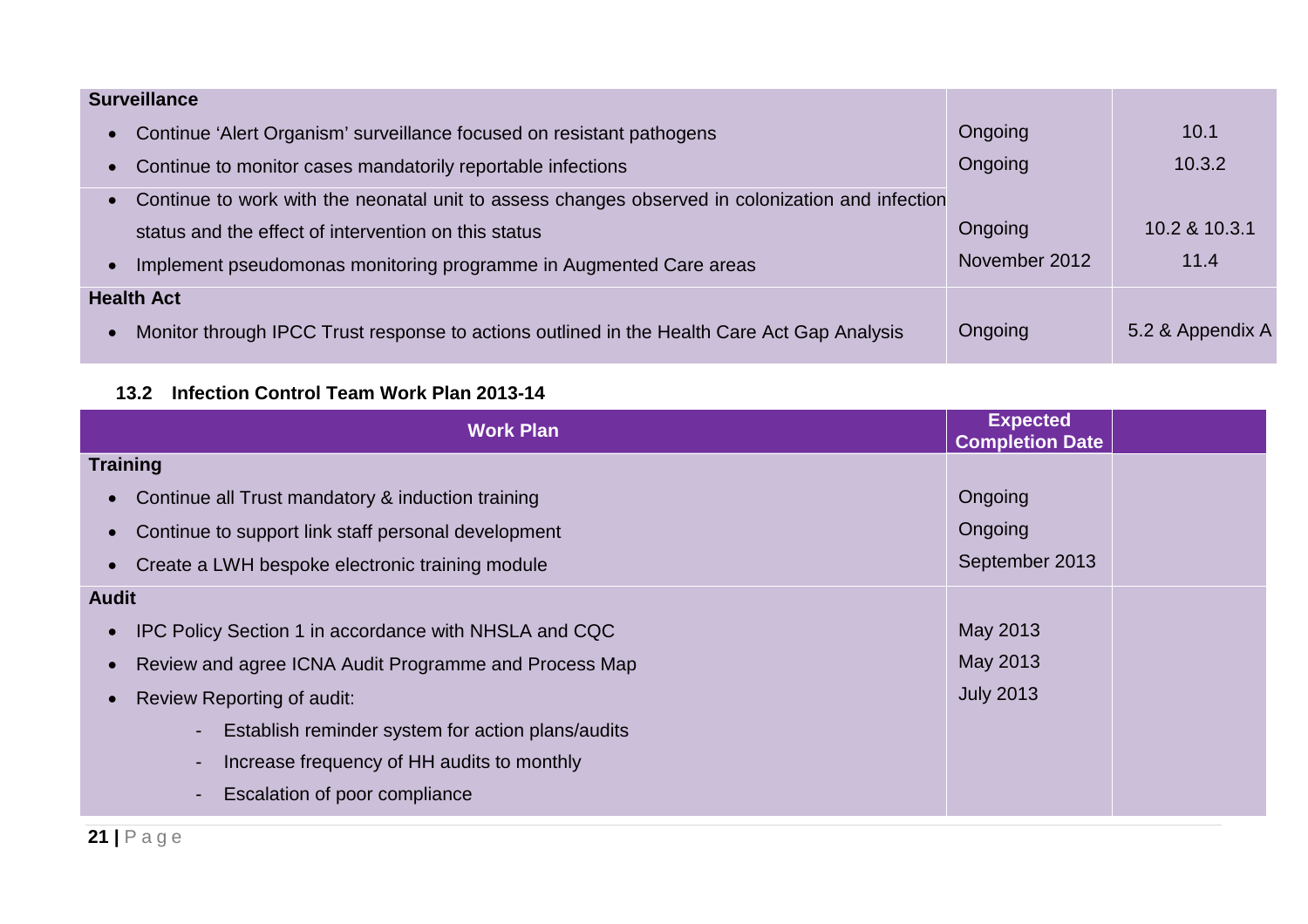| | | |
|---|---|---|
| **Surveillance** | | |
| • Continue 'Alert Organism' surveillance focused on resistant pathogens | Ongoing | 10.1 |
| • Continue to monitor cases mandatorily reportable infections | Ongoing | 10.3.2 |
| • Continue to work with the neonatal unit to assess changes observed in colonization and infection status and the effect of intervention on this status | Ongoing | 10.2 & 10.3.1 |
| • Implement pseudomonas monitoring programme in Augmented Care areas | November 2012 | 11.4 |
| **Health Act** | | |
| • Monitor through IPCC Trust response to actions outlined in the Health Care Act Gap Analysis | Ongoing | 5.2 & Appendix A |

### 13.2 Infection Control Team Work Plan 2013-14

| Work Plan | Expected Completion Date | |
|---|---|---|
| **Training** | | |
| • Continue all Trust mandatory & induction training | Ongoing | |
| • Continue to support link staff personal development | Ongoing | |
| • Create a LWH bespoke electronic training module | September 2013 | |
| **Audit** | | |
| • IPC Policy Section 1 in accordance with NHSLA and CQC | May 2013 | |
| • Review and agree ICNA Audit Programme and Process Map | May 2013 | |
| • Review Reporting of audit:<br>- Establish reminder system for action plans/audits<br>- Increase frequency of HH audits to monthly<br>- Escalation of poor compliance | July 2013 | |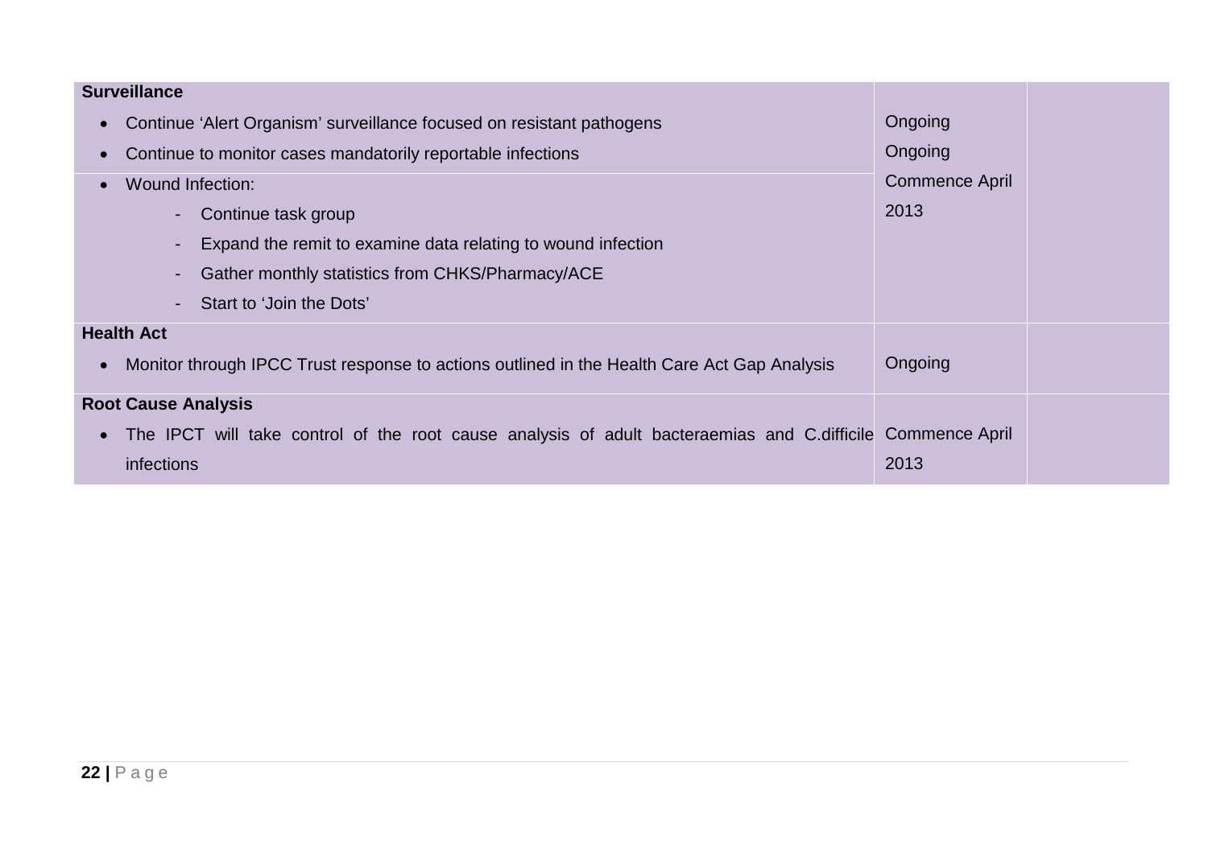| | | |
|---|---|---|
| **Surveillance**<br>• Continue 'Alert Organism' surveillance focused on resistant pathogens<br>• Continue to monitor cases mandatorily reportable infections | Ongoing<br>Ongoing | |
| • Wound Infection:<br>- Continue task group<br>- Expand the remit to examine data relating to wound infection<br>- Gather monthly statistics from CHKS/Pharmacy/ACE<br>- Start to 'Join the Dots' | Commence April 2013 | |
| **Health Act**<br>• Monitor through IPCC Trust response to actions outlined in the Health Care Act Gap Analysis | Ongoing | |
| **Root Cause Analysis**<br>• The IPCT will take control of the root cause analysis of adult bacteraemias and C.difficile infections | Commence April 2013 | |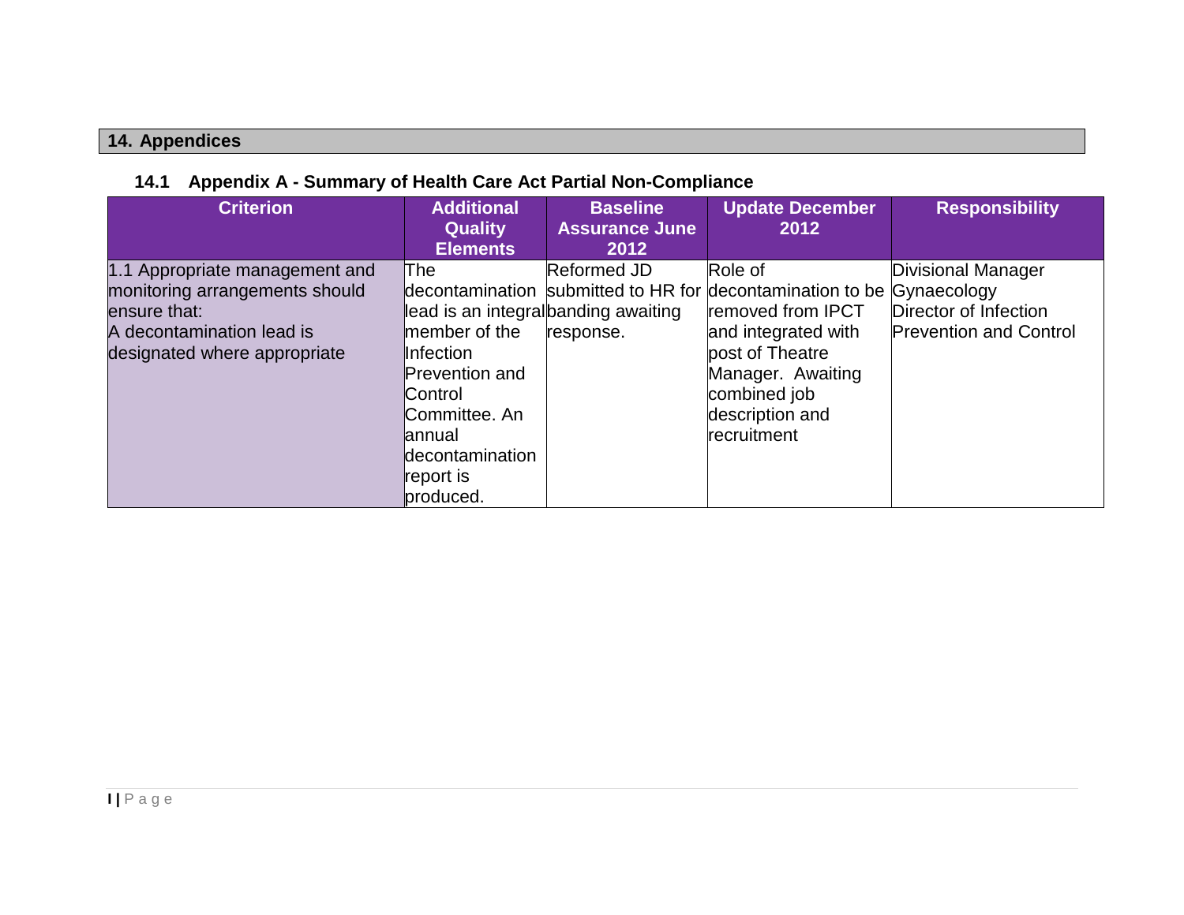## 14. Appendices

### 14.1 Appendix A - Summary of Health Care Act Partial Non-Compliance

| Criterion | Additional Quality Elements | Baseline Assurance June 2012 | Update December 2012 | Responsibility |
|---|---|---|---|---|
| 1.1 Appropriate management and monitoring arrangements should ensure that:<br>A decontamination lead is designated where appropriate | The decontamination lead is an integral member of the Infection Prevention and Control Committee. An annual decontamination report is produced. | Reformed JD submitted to HR for banding awaiting response. | Role of decontamination to be removed from IPCT and integrated with post of Theatre Manager. Awaiting combined job description and recruitment | Divisional Manager Gynaecology<br>Director of Infection Prevention and Control |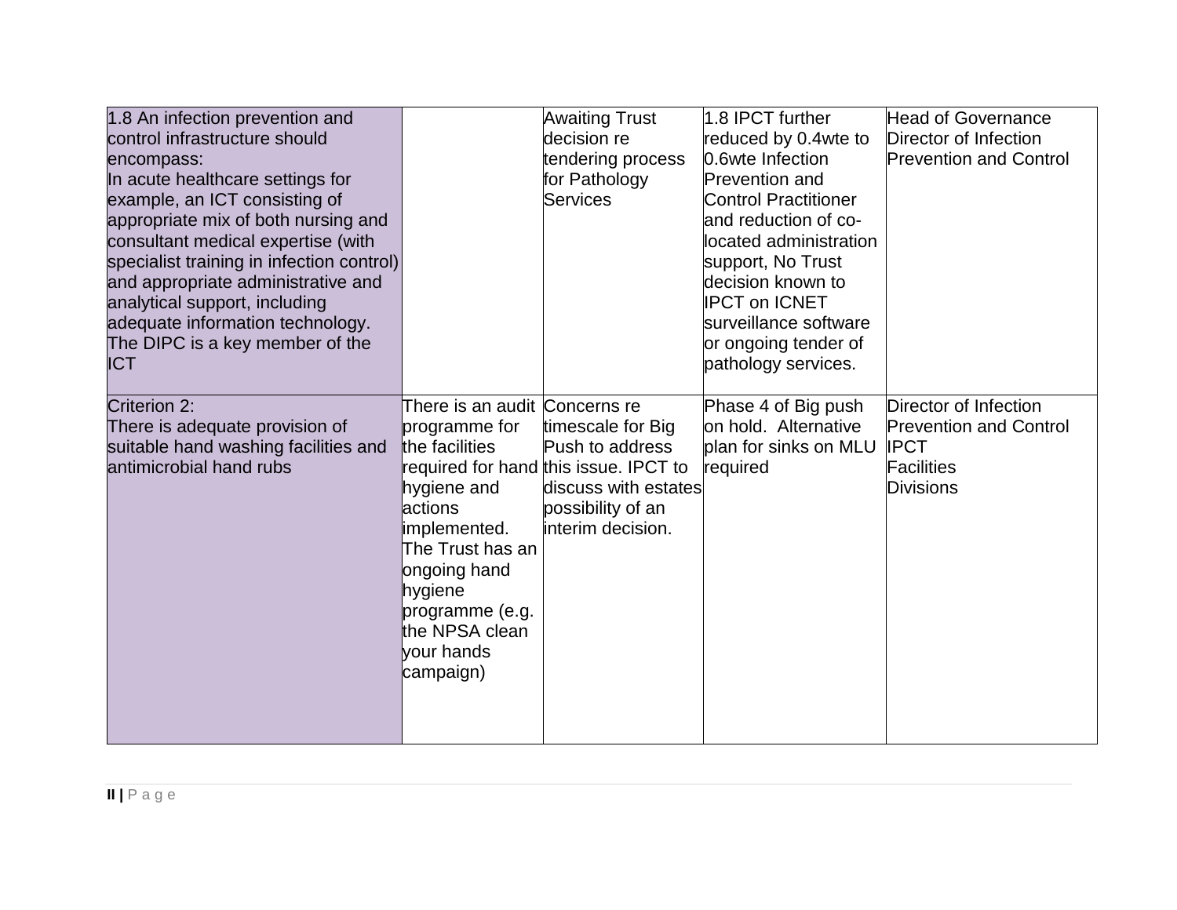| | | | | |
|---|---|---|---|---|
| 1.8 An infection prevention and control infrastructure should encompass:<br>In acute healthcare settings for example, an ICT consisting of appropriate mix of both nursing and consultant medical expertise (with specialist training in infection control) and appropriate administrative and analytical support, including adequate information technology. The DIPC is a key member of the ICT | | Awaiting Trust decision re tendering process for Pathology Services | 1.8 IPCT further reduced by 0.4wte to 0.6wte Infection Prevention and Control Practitioner and reduction of co-located administration support, No Trust decision known to IPCT on ICNET surveillance software or ongoing tender of pathology services. | Head of Governance<br>Director of Infection Prevention and Control |
| Criterion 2:<br>There is adequate provision of suitable hand washing facilities and antimicrobial hand rubs | There is an audit programme for the facilities required for hand hygiene and actions implemented. The Trust has an ongoing hand hygiene programme (e.g. the NPSA clean your hands campaign) | Concerns re timescale for Big Push to address this issue. IPCT to discuss with estates possibility of an interim decision. | Phase 4 of Big push on hold. Alternative plan for sinks on MLU required | Director of Infection Prevention and Control<br>IPCT<br>Facilities<br>Divisions |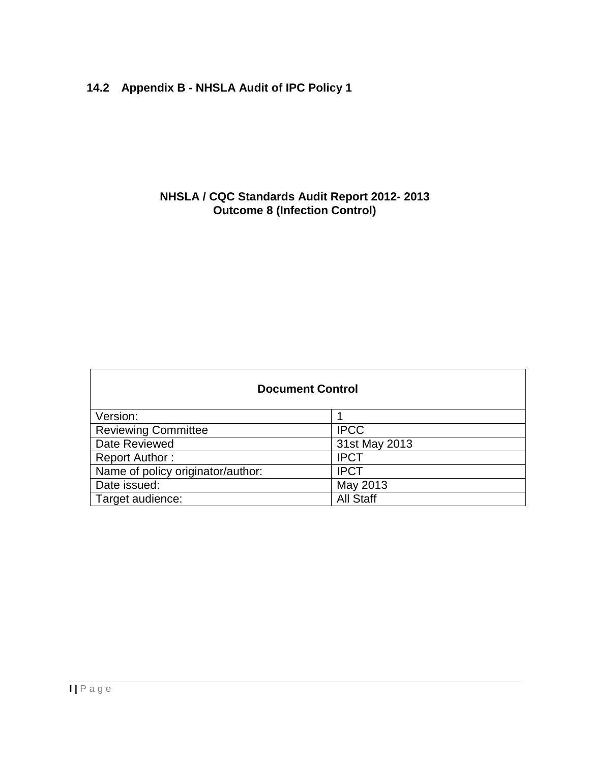## 14.2 Appendix B - NHSLA Audit of IPC Policy 1

**NHSLA / CQC Standards Audit Report 2012- 2013**
**Outcome 8 (Infection Control)**

| **Document Control** | |
|---|---|
| Version: | 1 |
| Reviewing Committee | IPCC |
| Date Reviewed | 31st May 2013 |
| Report Author : | IPCT |
| Name of policy originator/author: | IPCT |
| Date issued: | May 2013 |
| Target audience: | All Staff |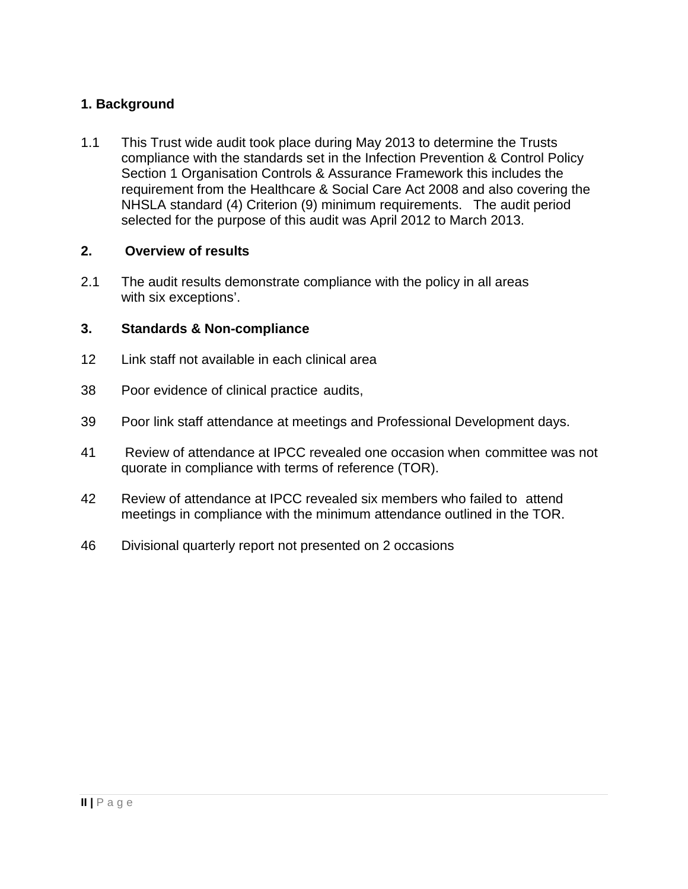## 1. Background

1.1 This Trust wide audit took place during May 2013 to determine the Trusts compliance with the standards set in the Infection Prevention & Control Policy Section 1 Organisation Controls & Assurance Framework this includes the requirement from the Healthcare & Social Care Act 2008 and also covering the NHSLA standard (4) Criterion (9) minimum requirements. The audit period selected for the purpose of this audit was April 2012 to March 2013.

## 2. Overview of results

2.1 The audit results demonstrate compliance with the policy in all areas with six exceptions'.

## 3. Standards & Non-compliance

12 Link staff not available in each clinical area

38 Poor evidence of clinical practice audits,

39 Poor link staff attendance at meetings and Professional Development days.

41 Review of attendance at IPCC revealed one occasion when committee was not quorate in compliance with terms of reference (TOR).

42 Review of attendance at IPCC revealed six members who failed to attend meetings in compliance with the minimum attendance outlined in the TOR.

46 Divisional quarterly report not presented on 2 occasions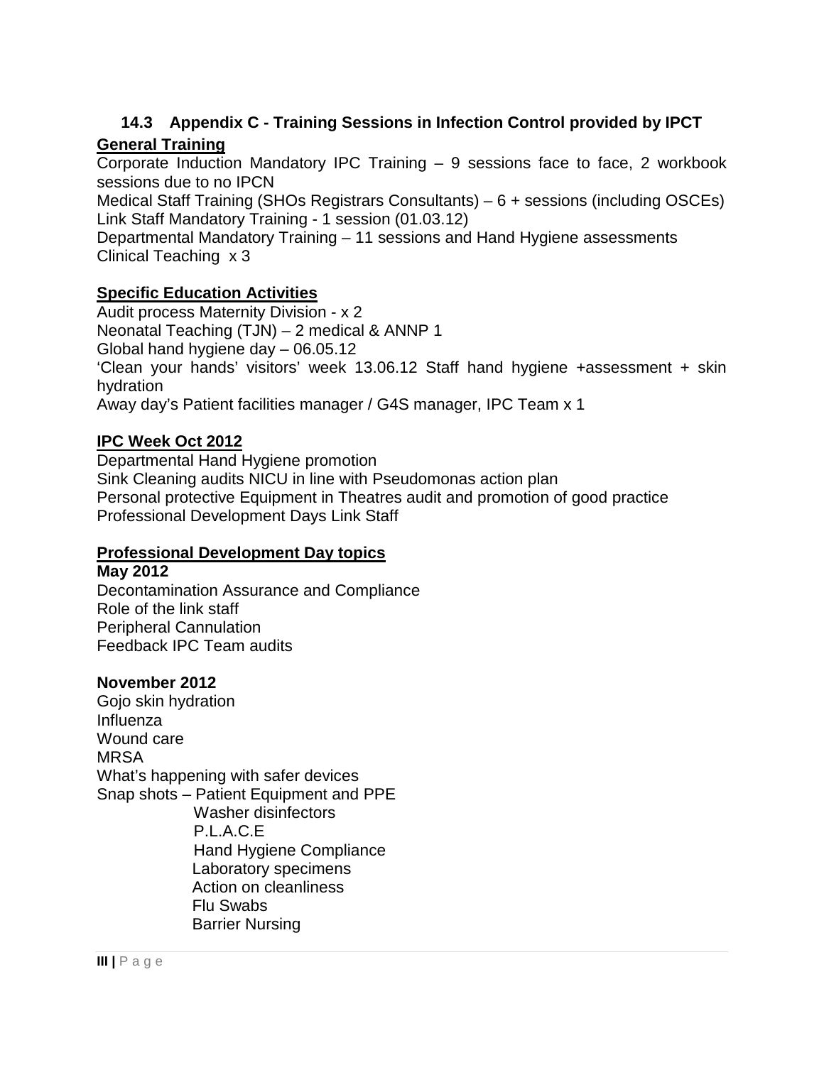### 14.3 Appendix C - Training Sessions in Infection Control provided by IPCT

**General Training**

Corporate Induction Mandatory IPC Training – 9 sessions face to face, 2 workbook sessions due to no IPCN
Medical Staff Training (SHOs Registrars Consultants) – 6 + sessions (including OSCEs)
Link Staff Mandatory Training - 1 session (01.03.12)
Departmental Mandatory Training – 11 sessions and Hand Hygiene assessments
Clinical Teaching x 3

**Specific Education Activities**

Audit process Maternity Division - x 2
Neonatal Teaching (TJN) – 2 medical & ANNP 1
Global hand hygiene day – 06.05.12
'Clean your hands' visitors' week 13.06.12 Staff hand hygiene +assessment + skin hydration
Away day's Patient facilities manager / G4S manager, IPC Team x 1

**IPC Week Oct 2012**

Departmental Hand Hygiene promotion
Sink Cleaning audits NICU in line with Pseudomonas action plan
Personal protective Equipment in Theatres audit and promotion of good practice
Professional Development Days Link Staff

**Professional Development Day topics**

**May 2012**

Decontamination Assurance and Compliance
Role of the link staff
Peripheral Cannulation
Feedback IPC Team audits

**November 2012**

Gojo skin hydration
Influenza
Wound care
MRSA
What's happening with safer devices
Snap shots – Patient Equipment and PPE
- Washer disinfectors
- P.L.A.C.E
- Hand Hygiene Compliance
- Laboratory specimens
- Action on cleanliness
- Flu Swabs
- Barrier Nursing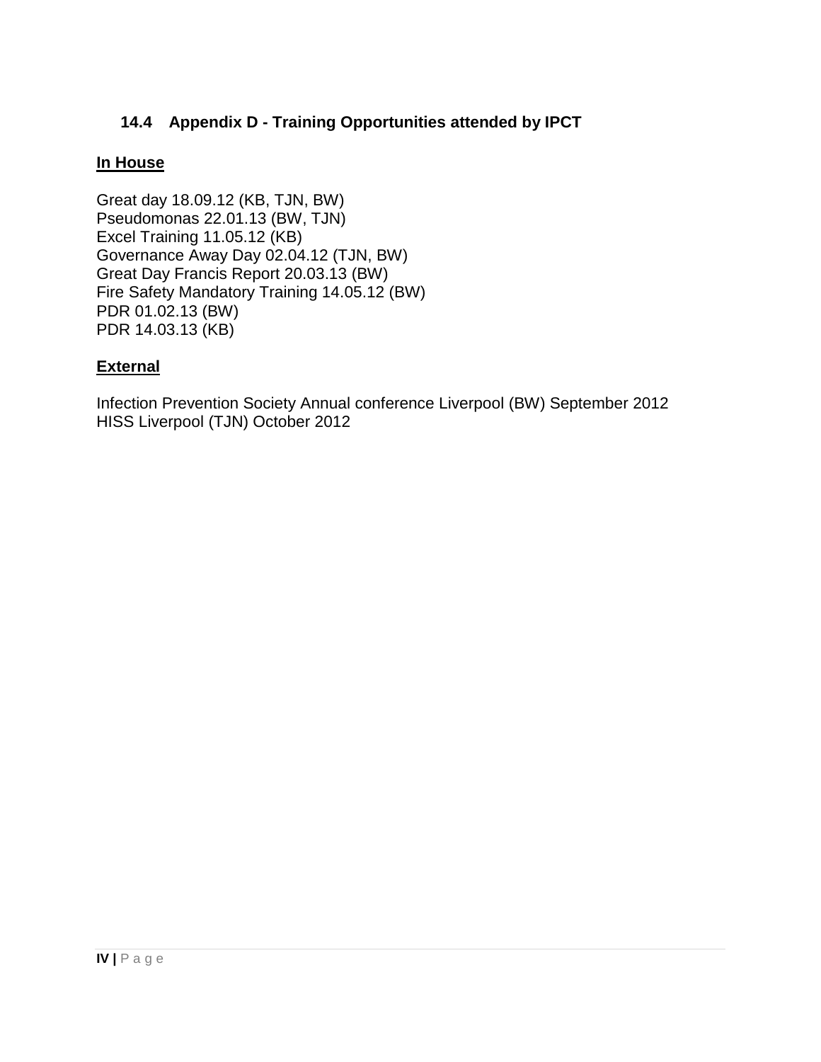### 14.4 Appendix D - Training Opportunities attended by IPCT

**In House**

Great day 18.09.12 (KB, TJN, BW)
Pseudomonas 22.01.13 (BW, TJN)
Excel Training 11.05.12 (KB)
Governance Away Day 02.04.12 (TJN, BW)
Great Day Francis Report 20.03.13 (BW)
Fire Safety Mandatory Training 14.05.12 (BW)
PDR 01.02.13 (BW)
PDR 14.03.13 (KB)

**External**

Infection Prevention Society Annual conference Liverpool (BW) September 2012
HISS Liverpool (TJN) October 2012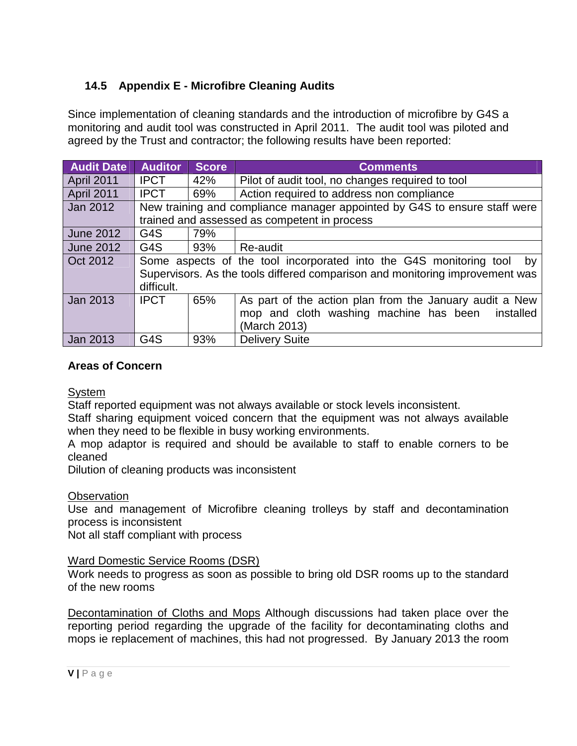### 14.5 Appendix E - Microfibre Cleaning Audits

Since implementation of cleaning standards and the introduction of microfibre by G4S a monitoring and audit tool was constructed in April 2011. The audit tool was piloted and agreed by the Trust and contractor; the following results have been reported:

| Audit Date | Auditor | Score | Comments |
|---|---|---|---|
| April 2011 | IPCT | 42% | Pilot of audit tool, no changes required to tool |
| April 2011 | IPCT | 69% | Action required to address non compliance |
| Jan 2012 | New training and compliance manager appointed by G4S to ensure staff were trained and assessed as competent in process | | |
| June 2012 | G4S | 79% | |
| June 2012 | G4S | 93% | Re-audit |
| Oct 2012 | Some aspects of the tool incorporated into the G4S monitoring tool by Supervisors. As the tools differed comparison and monitoring improvement was difficult. | | |
| Jan 2013 | IPCT | 65% | As part of the action plan from the January audit a New mop and cloth washing machine has been installed (March 2013) |
| Jan 2013 | G4S | 93% | Delivery Suite |

**Areas of Concern**

System
Staff reported equipment was not always available or stock levels inconsistent.
Staff sharing equipment voiced concern that the equipment was not always available when they need to be flexible in busy working environments.
A mop adaptor is required and should be available to staff to enable corners to be cleaned
Dilution of cleaning products was inconsistent

Observation
Use and management of Microfibre cleaning trolleys by staff and decontamination process is inconsistent
Not all staff compliant with process

Ward Domestic Service Rooms (DSR)
Work needs to progress as soon as possible to bring old DSR rooms up to the standard of the new rooms

Decontamination of Cloths and Mops Although discussions had taken place over the reporting period regarding the upgrade of the facility for decontaminating cloths and mops ie replacement of machines, this had not progressed. By January 2013 the room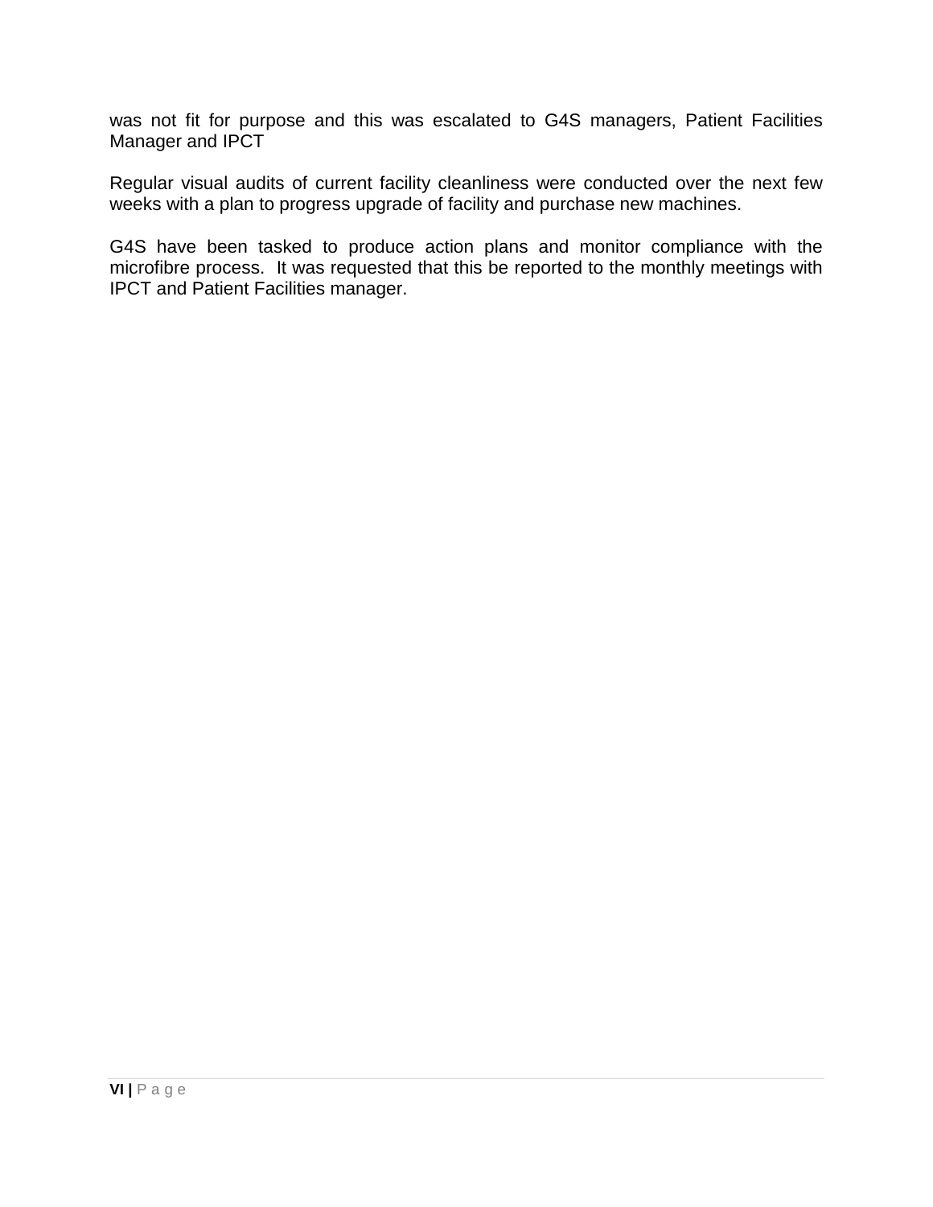was not fit for purpose and this was escalated to G4S managers, Patient Facilities Manager and IPCT

Regular visual audits of current facility cleanliness were conducted over the next few weeks with a plan to progress upgrade of facility and purchase new machines.

G4S have been tasked to produce action plans and monitor compliance with the microfibre process. It was requested that this be reported to the monthly meetings with IPCT and Patient Facilities manager.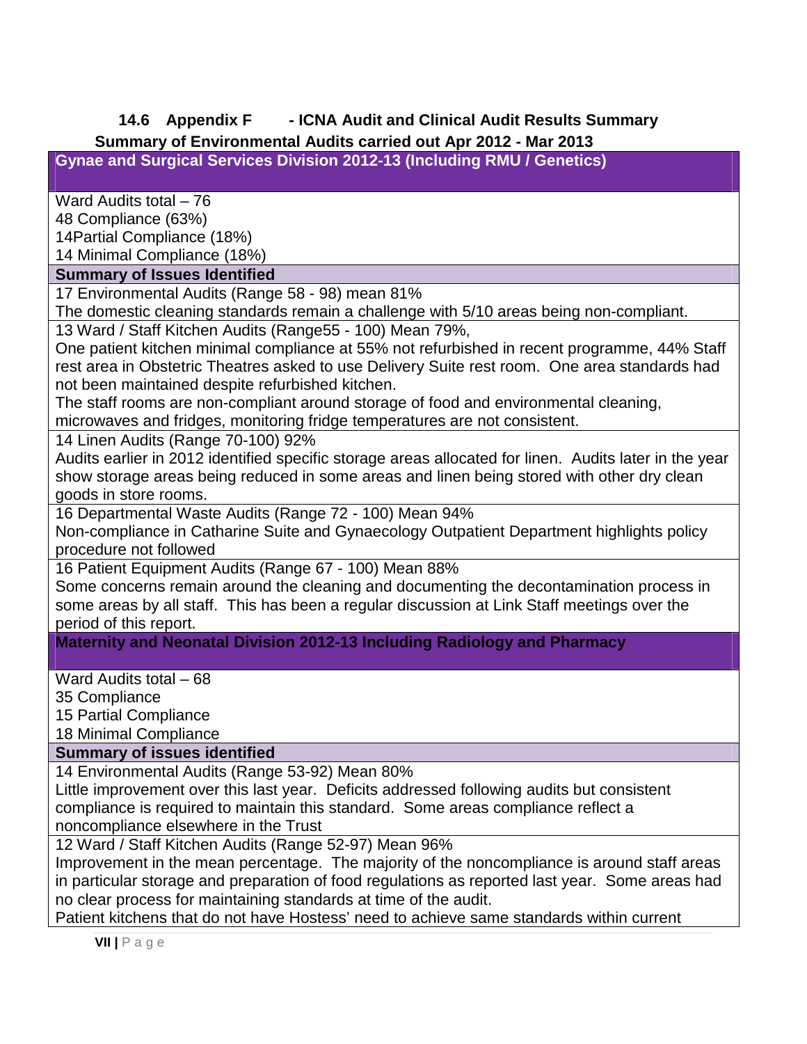### 14.6 Appendix F - ICNA Audit and Clinical Audit Results Summary

**Summary of Environmental Audits carried out Apr 2012 - Mar 2013**

| **Gynae and Surgical Services Division 2012-13 (Including RMU / Genetics)** |
|---|
| Ward Audits total – 76<br>48 Compliance (63%)<br>14Partial Compliance (18%)<br>14 Minimal Compliance (18%) |
| **Summary of Issues Identified** |
| 17 Environmental Audits (Range 58 - 98) mean 81%<br>The domestic cleaning standards remain a challenge with 5/10 areas being non-compliant. |
| 13 Ward / Staff Kitchen Audits (Range55 - 100) Mean 79%,<br>One patient kitchen minimal compliance at 55% not refurbished in recent programme, 44% Staff rest area in Obstetric Theatres asked to use Delivery Suite rest room. One area standards had not been maintained despite refurbished kitchen.<br>The staff rooms are non-compliant around storage of food and environmental cleaning, microwaves and fridges, monitoring fridge temperatures are not consistent. |
| 14 Linen Audits (Range 70-100) 92%<br>Audits earlier in 2012 identified specific storage areas allocated for linen. Audits later in the year show storage areas being reduced in some areas and linen being stored with other dry clean goods in store rooms. |
| 16 Departmental Waste Audits (Range 72 - 100) Mean 94%<br>Non-compliance in Catharine Suite and Gynaecology Outpatient Department highlights policy procedure not followed |
| 16 Patient Equipment Audits (Range 67 - 100) Mean 88%<br>Some concerns remain around the cleaning and documenting the decontamination process in some areas by all staff. This has been a regular discussion at Link Staff meetings over the period of this report. |
| **Maternity and Neonatal Division 2012-13 Including Radiology and Pharmacy** |
| Ward Audits total – 68<br>35 Compliance<br>15 Partial Compliance<br>18 Minimal Compliance |
| **Summary of issues identified** |
| 14 Environmental Audits (Range 53-92) Mean 80%<br>Little improvement over this last year. Deficits addressed following audits but consistent compliance is required to maintain this standard. Some areas compliance reflect a noncompliance elsewhere in the Trust |
| 12 Ward / Staff Kitchen Audits (Range 52-97) Mean 96%<br>Improvement in the mean percentage. The majority of the noncompliance is around staff areas in particular storage and preparation of food regulations as reported last year. Some areas had no clear process for maintaining standards at time of the audit.<br>Patient kitchens that do not have Hostess' need to achieve same standards within current |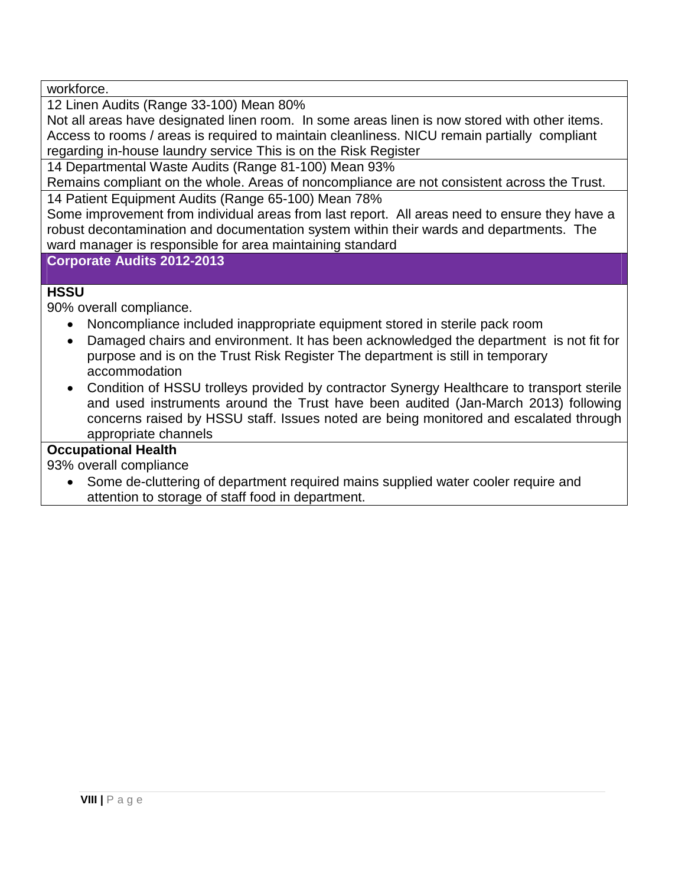workforce.

12 Linen Audits (Range 33-100) Mean 80%

Not all areas have designated linen room. In some areas linen is now stored with other items. Access to rooms / areas is required to maintain cleanliness. NICU remain partially compliant regarding in-house laundry service This is on the Risk Register

14 Departmental Waste Audits (Range 81-100) Mean 93%

Remains compliant on the whole. Areas of noncompliance are not consistent across the Trust.

14 Patient Equipment Audits (Range 65-100) Mean 78%

Some improvement from individual areas from last report. All areas need to ensure they have a robust decontamination and documentation system within their wards and departments. The ward manager is responsible for area maintaining standard

## Corporate Audits 2012-2013

**HSSU**

90% overall compliance.

- Noncompliance included inappropriate equipment stored in sterile pack room
- Damaged chairs and environment. It has been acknowledged the department is not fit for purpose and is on the Trust Risk Register The department is still in temporary accommodation
- Condition of HSSU trolleys provided by contractor Synergy Healthcare to transport sterile and used instruments around the Trust have been audited (Jan-March 2013) following concerns raised by HSSU staff. Issues noted are being monitored and escalated through appropriate channels

**Occupational Health**

93% overall compliance

- Some de-cluttering of department required mains supplied water cooler require and attention to storage of staff food in department.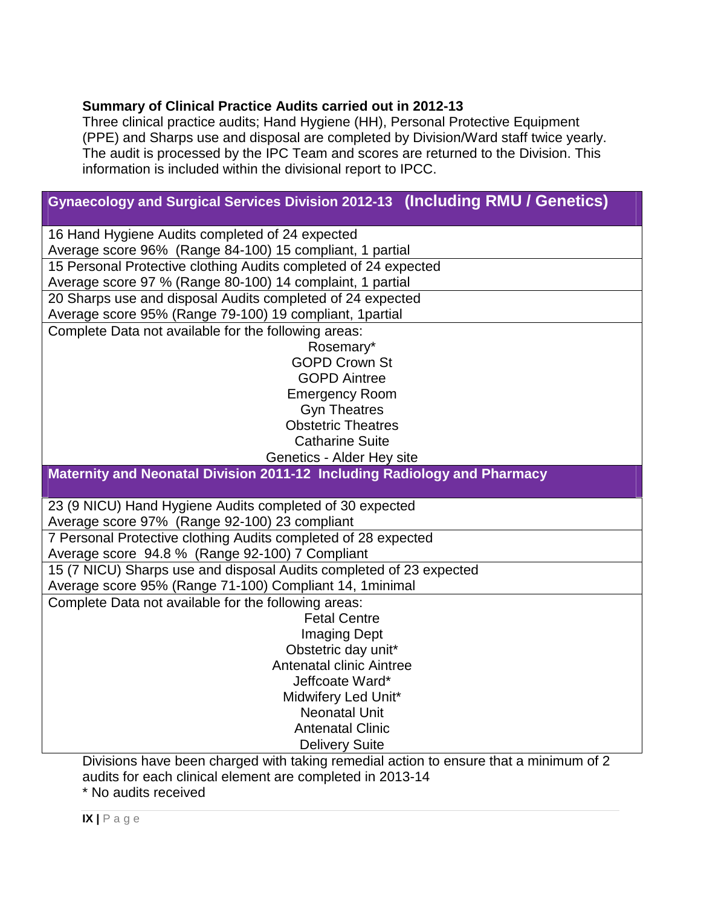**Summary of Clinical Practice Audits carried out in 2012-13**

Three clinical practice audits; Hand Hygiene (HH), Personal Protective Equipment (PPE) and Sharps use and disposal are completed by Division/Ward staff twice yearly. The audit is processed by the IPC Team and scores are returned to the Division. This information is included within the divisional report to IPCC.

| **Gynaecology and Surgical Services Division 2012-13 (Including RMU / Genetics)** |
|---|
| 16 Hand Hygiene Audits completed of 24 expected<br>Average score 96% (Range 84-100) 15 compliant, 1 partial |
| 15 Personal Protective clothing Audits completed of 24 expected<br>Average score 97 % (Range 80-100) 14 complaint, 1 partial |
| 20 Sharps use and disposal Audits completed of 24 expected<br>Average score 95% (Range 79-100) 19 compliant, 1partial |
| Complete Data not available for the following areas:<br>Rosemary*<br>GOPD Crown St<br>GOPD Aintree<br>Emergency Room<br>Gyn Theatres<br>Obstetric Theatres<br>Catharine Suite<br>Genetics - Alder Hey site |
| **Maternity and Neonatal Division 2011-12 Including Radiology and Pharmacy** |
| 23 (9 NICU) Hand Hygiene Audits completed of 30 expected<br>Average score 97% (Range 92-100) 23 compliant |
| 7 Personal Protective clothing Audits completed of 28 expected<br>Average score 94.8 % (Range 92-100) 7 Compliant |
| 15 (7 NICU) Sharps use and disposal Audits completed of 23 expected<br>Average score 95% (Range 71-100) Compliant 14, 1minimal |
| Complete Data not available for the following areas:<br>Fetal Centre<br>Imaging Dept<br>Obstetric day unit*<br>Antenatal clinic Aintree<br>Jeffcoate Ward*<br>Midwifery Led Unit*<br>Neonatal Unit<br>Antenatal Clinic<br>Delivery Suite |

Divisions have been charged with taking remedial action to ensure that a minimum of 2 audits for each clinical element are completed in 2013-14

* No audits received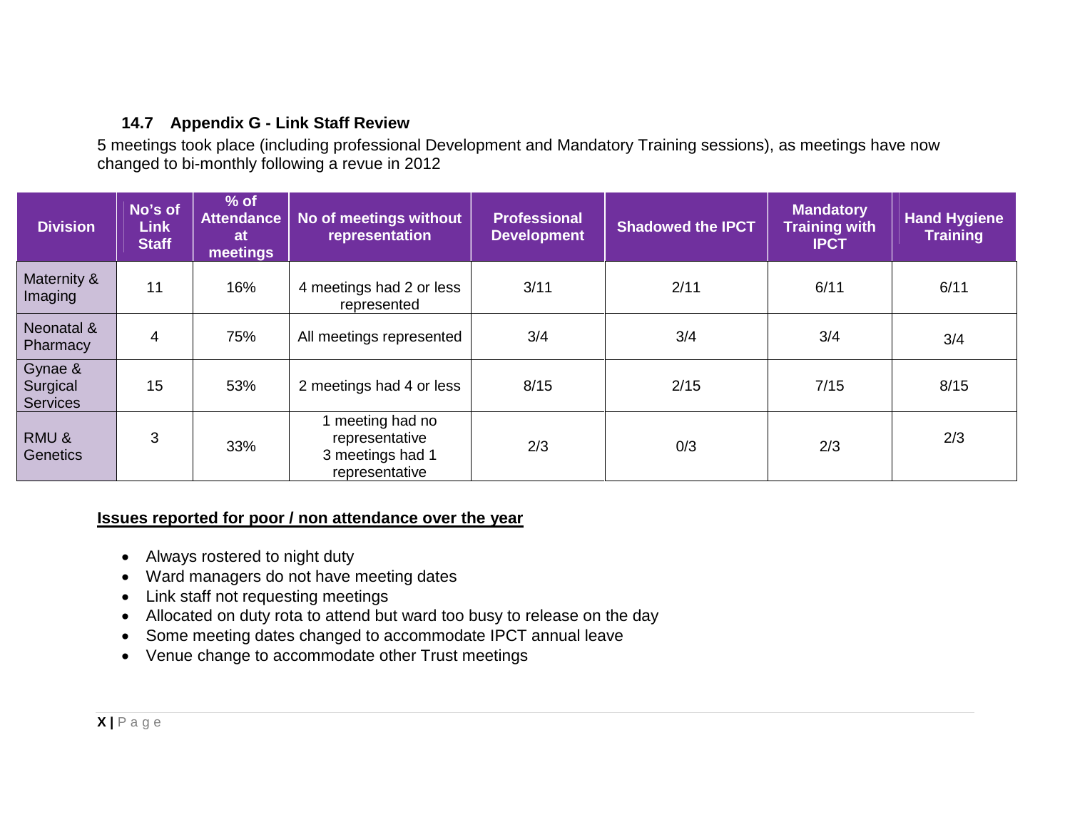### 14.7 Appendix G - Link Staff Review

5 meetings took place (including professional Development and Mandatory Training sessions), as meetings have now changed to bi-monthly following a revue in 2012

| Division | No's of Link Staff | % of Attendance at meetings | No of meetings without representation | Professional Development | Shadowed the IPCT | Mandatory Training with IPCT | Hand Hygiene Training |
|---|---|---|---|---|---|---|---|
| Maternity & Imaging | 11 | 16% | 4 meetings had 2 or less represented | 3/11 | 2/11 | 6/11 | 6/11 |
| Neonatal & Pharmacy | 4 | 75% | All meetings represented | 3/4 | 3/4 | 3/4 | 3/4 |
| Gynae & Surgical Services | 15 | 53% | 2 meetings had 4 or less | 8/15 | 2/15 | 7/15 | 8/15 |
| RMU & Genetics | 3 | 33% | 1 meeting had no representative 3 meetings had 1 representative | 2/3 | 0/3 | 2/3 | 2/3 |

**Issues reported for poor / non attendance over the year**

- Always rostered to night duty
- Ward managers do not have meeting dates
- Link staff not requesting meetings
- Allocated on duty rota to attend but ward too busy to release on the day
- Some meeting dates changed to accommodate IPCT annual leave
- Venue change to accommodate other Trust meetings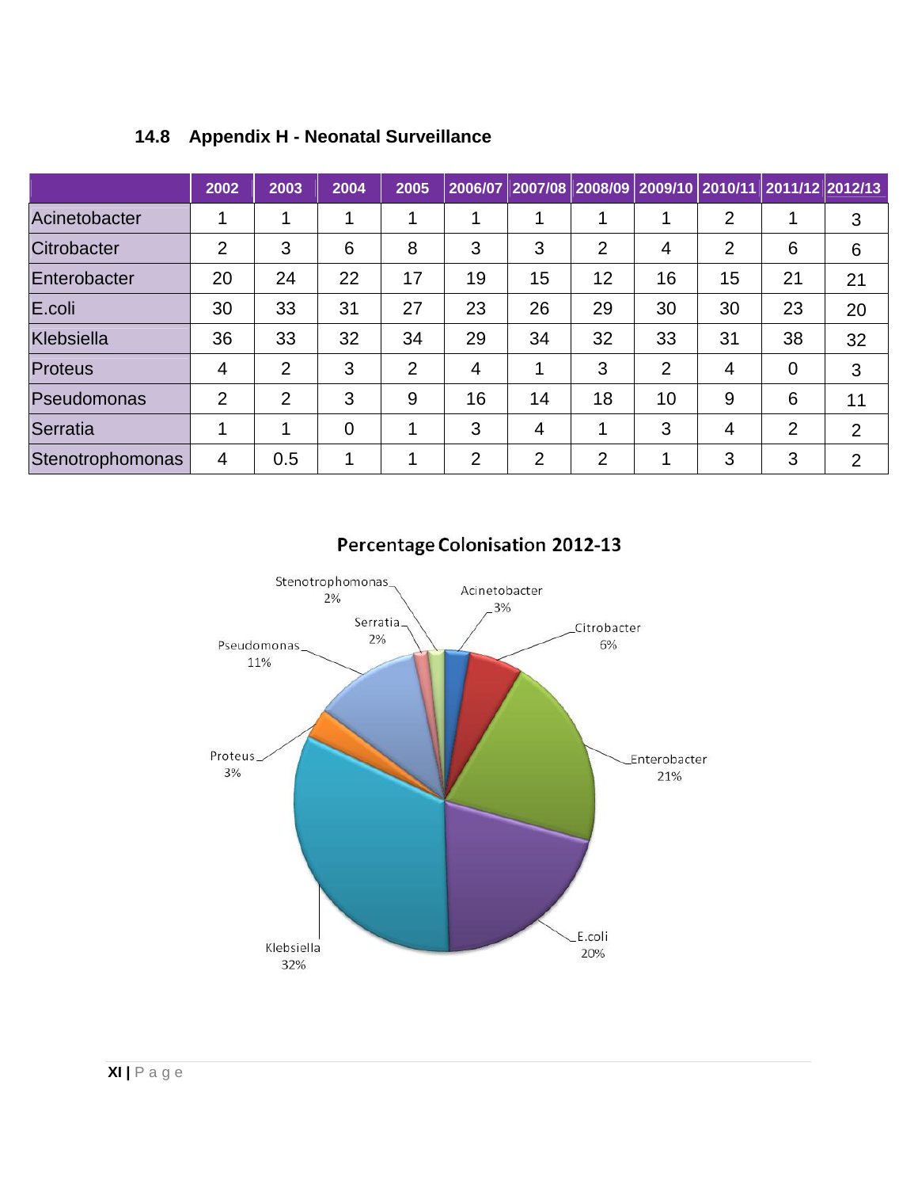### 14.8 Appendix H - Neonatal Surveillance

| | 2002 | 2003 | 2004 | 2005 | 2006/07 | 2007/08 | 2008/09 | 2009/10 | 2010/11 | 2011/12 | 2012/13 |
|---|---|---|---|---|---|---|---|---|---|---|---|
| Acinetobacter | 1 | 1 | 1 | 1 | 1 | 1 | 1 | 1 | 2 | 1 | 3 |
| Citrobacter | 2 | 3 | 6 | 8 | 3 | 3 | 2 | 4 | 2 | 6 | 6 |
| Enterobacter | 20 | 24 | 22 | 17 | 19 | 15 | 12 | 16 | 15 | 21 | 21 |
| E.coli | 30 | 33 | 31 | 27 | 23 | 26 | 29 | 30 | 30 | 23 | 20 |
| Klebsiella | 36 | 33 | 32 | 34 | 29 | 34 | 32 | 33 | 31 | 38 | 32 |
| Proteus | 4 | 2 | 3 | 2 | 4 | 1 | 3 | 2 | 4 | 0 | 3 |
| Pseudomonas | 2 | 2 | 3 | 9 | 16 | 14 | 18 | 10 | 9 | 6 | 11 |
| Serratia | 1 | 1 | 0 | 1 | 3 | 4 | 1 | 3 | 4 | 2 | 2 |
| Stenotrophomonas | 4 | 0.5 | 1 | 1 | 2 | 2 | 2 | 1 | 3 | 3 | 2 |

**Percentage Colonisation 2012-13**

| Organism | Percentage |
|---|---|
| Acinetobacter | 3% |
| Citrobacter | 6% |
| Enterobacter | 21% |
| E.coli | 20% |
| Klebsiella | 32% |
| Proteus | 3% |
| Pseudomonas | 11% |
| Serratia | 2% |
| Stenotrophomonas | 2% |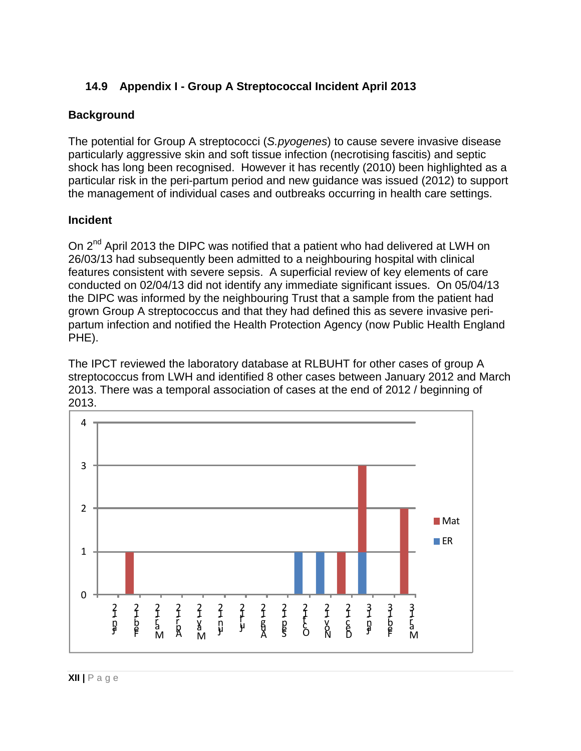## 14.9 Appendix I - Group A Streptococcal Incident April 2013

### Background

The potential for Group A streptococci (*S.pyogenes*) to cause severe invasive disease particularly aggressive skin and soft tissue infection (necrotising fascitis) and septic shock has long been recognised. However it has recently (2010) been highlighted as a particular risk in the peri-partum period and new guidance was issued (2012) to support the management of individual cases and outbreaks occurring in health care settings.

### Incident

On 2[nd] April 2013 the DIPC was notified that a patient who had delivered at LWH on 26/03/13 had subsequently been admitted to a neighbouring hospital with clinical features consistent with severe sepsis. A superficial review of key elements of care conducted on 02/04/13 did not identify any immediate significant issues. On 05/04/13 the DIPC was informed by the neighbouring Trust that a sample from the patient had grown Group A streptococcus and that they had defined this as severe invasive peri-partum infection and notified the Health Protection Agency (now Public Health England PHE).

The IPCT reviewed the laboratory database at RLBUHT for other cases of group A streptococcus from LWH and identified 8 other cases between January 2012 and March 2013. There was a temporal association of cases at the end of 2012 / beginning of 2013.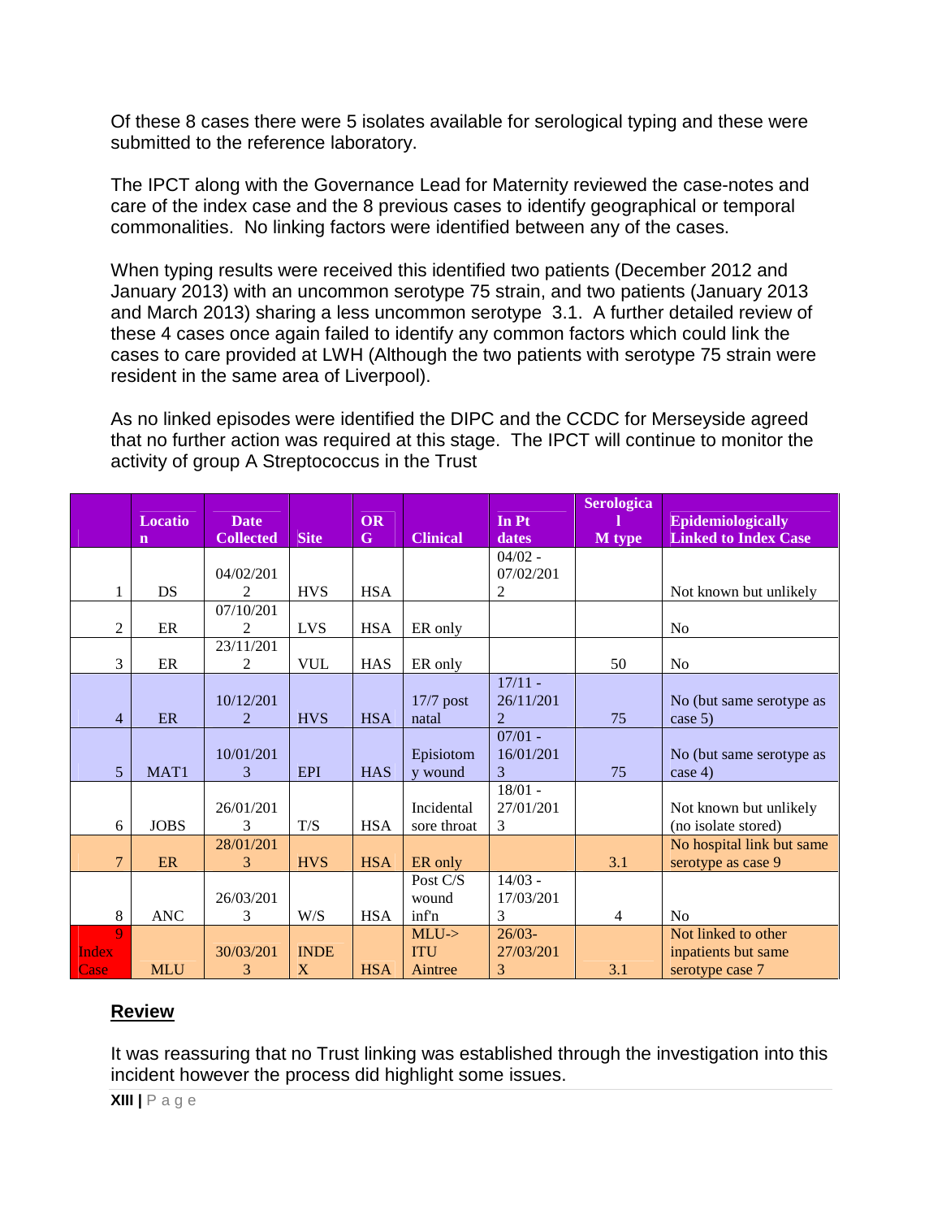Of these 8 cases there were 5 isolates available for serological typing and these were submitted to the reference laboratory.

The IPCT along with the Governance Lead for Maternity reviewed the case-notes and care of the index case and the 8 previous cases to identify geographical or temporal commonalities. No linking factors were identified between any of the cases.

When typing results were received this identified two patients (December 2012 and January 2013) with an uncommon serotype 75 strain, and two patients (January 2013 and March 2013) sharing a less uncommon serotype 3.1. A further detailed review of these 4 cases once again failed to identify any common factors which could link the cases to care provided at LWH (Although the two patients with serotype 75 strain were resident in the same area of Liverpool).

As no linked episodes were identified the DIPC and the CCDC for Merseyside agreed that no further action was required at this stage. The IPCT will continue to monitor the activity of group A Streptococcus in the Trust

| | Location | Date Collected | Site | ORG | Clinical | In Pt dates | Serological M type | Epidemiologically Linked to Index Case |
|---|---|---|---|---|---|---|---|---|
| 1 | DS | 04/02/2012 | HVS | HSA | | 04/02 - 07/02/2012 | | Not known but unlikely |
| 2 | ER | 07/10/2012 | LVS | HSA | ER only | | | No |
| 3 | ER | 23/11/2012 | VUL | HAS | ER only | | 50 | No |
| 4 | ER | 10/12/2012 | HVS | HSA | 17/7 post natal | 17/11 - 26/11/2012 | 75 | No (but same serotype as case 5) |
| 5 | MAT1 | 10/01/2013 | EPI | HAS | Episiotomy wound | 07/01 - 16/01/2013 | 75 | No (but same serotype as case 4) |
| 6 | JOBS | 26/01/2013 | T/S | HSA | Incidental sore throat | 18/01 - 27/01/2013 | | Not known but unlikely (no isolate stored) |
| 7 | ER | 28/01/2013 | HVS | HSA | ER only | | 3.1 | No hospital link but same serotype as case 9 |
| 8 | ANC | 26/03/2013 | W/S | HSA | Post C/S wound inf'n | 14/03 - 17/03/2013 | 4 | No |
| 9 Index Case | MLU | 30/03/2013 | INDEX | HSA | MLU-> ITU Aintree | 26/03-27/03/2013 | 3.1 | Not linked to other inpatients but same serotype case 7 |

## Review

It was reassuring that no Trust linking was established through the investigation into this incident however the process did highlight some issues.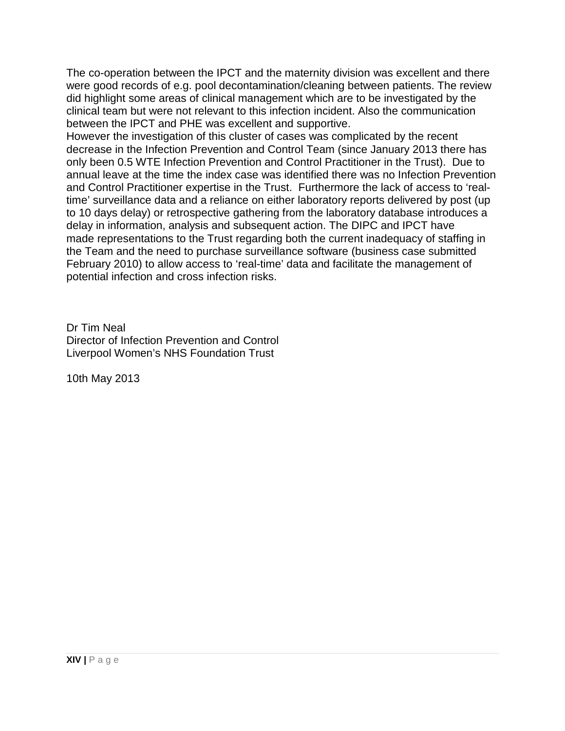The co-operation between the IPCT and the maternity division was excellent and there were good records of e.g. pool decontamination/cleaning between patients. The review did highlight some areas of clinical management which are to be investigated by the clinical team but were not relevant to this infection incident. Also the communication between the IPCT and PHE was excellent and supportive.

However the investigation of this cluster of cases was complicated by the recent decrease in the Infection Prevention and Control Team (since January 2013 there has only been 0.5 WTE Infection Prevention and Control Practitioner in the Trust). Due to annual leave at the time the index case was identified there was no Infection Prevention and Control Practitioner expertise in the Trust. Furthermore the lack of access to 'real-time' surveillance data and a reliance on either laboratory reports delivered by post (up to 10 days delay) or retrospective gathering from the laboratory database introduces a delay in information, analysis and subsequent action. The DIPC and IPCT have made representations to the Trust regarding both the current inadequacy of staffing in the Team and the need to purchase surveillance software (business case submitted February 2010) to allow access to 'real-time' data and facilitate the management of potential infection and cross infection risks.

Dr Tim Neal
Director of Infection Prevention and Control
Liverpool Women's NHS Foundation Trust

10th May 2013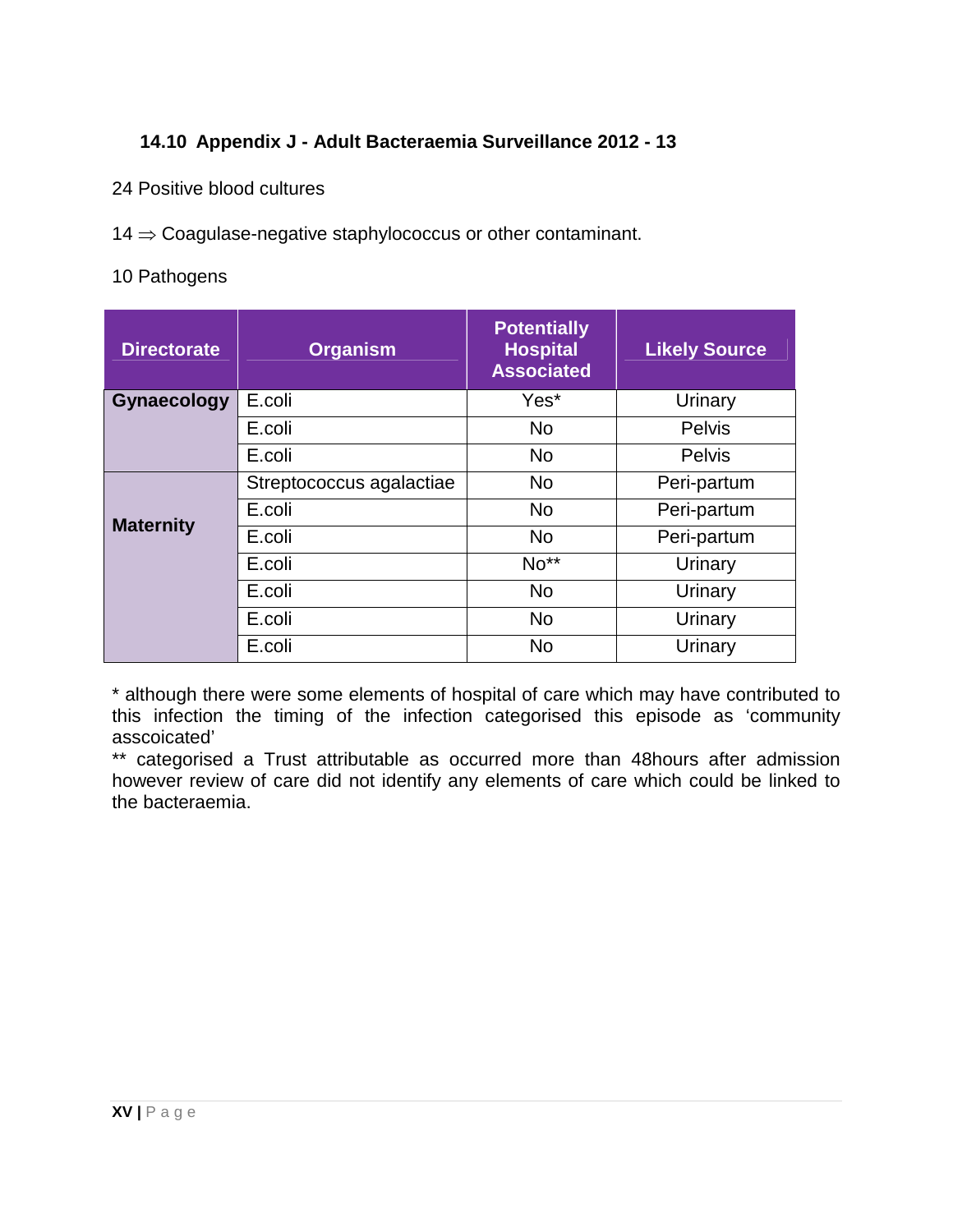### 14.10 Appendix J - Adult Bacteraemia Surveillance 2012 - 13

24 Positive blood cultures

14 ⇒ Coagulase-negative staphylococcus or other contaminant.

10 Pathogens

| Directorate | Organism | Potentially Hospital Associated | Likely Source |
|---|---|---|---|
| **Gynaecology** | E.coli | Yes* | Urinary |
| | E.coli | No | Pelvis |
| | E.coli | No | Pelvis |
| **Maternity** | Streptococcus agalactiae | No | Peri-partum |
| | E.coli | No | Peri-partum |
| | E.coli | No | Peri-partum |
| | E.coli | No** | Urinary |
| | E.coli | No | Urinary |
| | E.coli | No | Urinary |
| | E.coli | No | Urinary |

* although there were some elements of hospital of care which may have contributed to this infection the timing of the infection categorised this episode as 'community asscoicated'

** categorised a Trust attributable as occurred more than 48hours after admission however review of care did not identify any elements of care which could be linked to the bacteraemia.